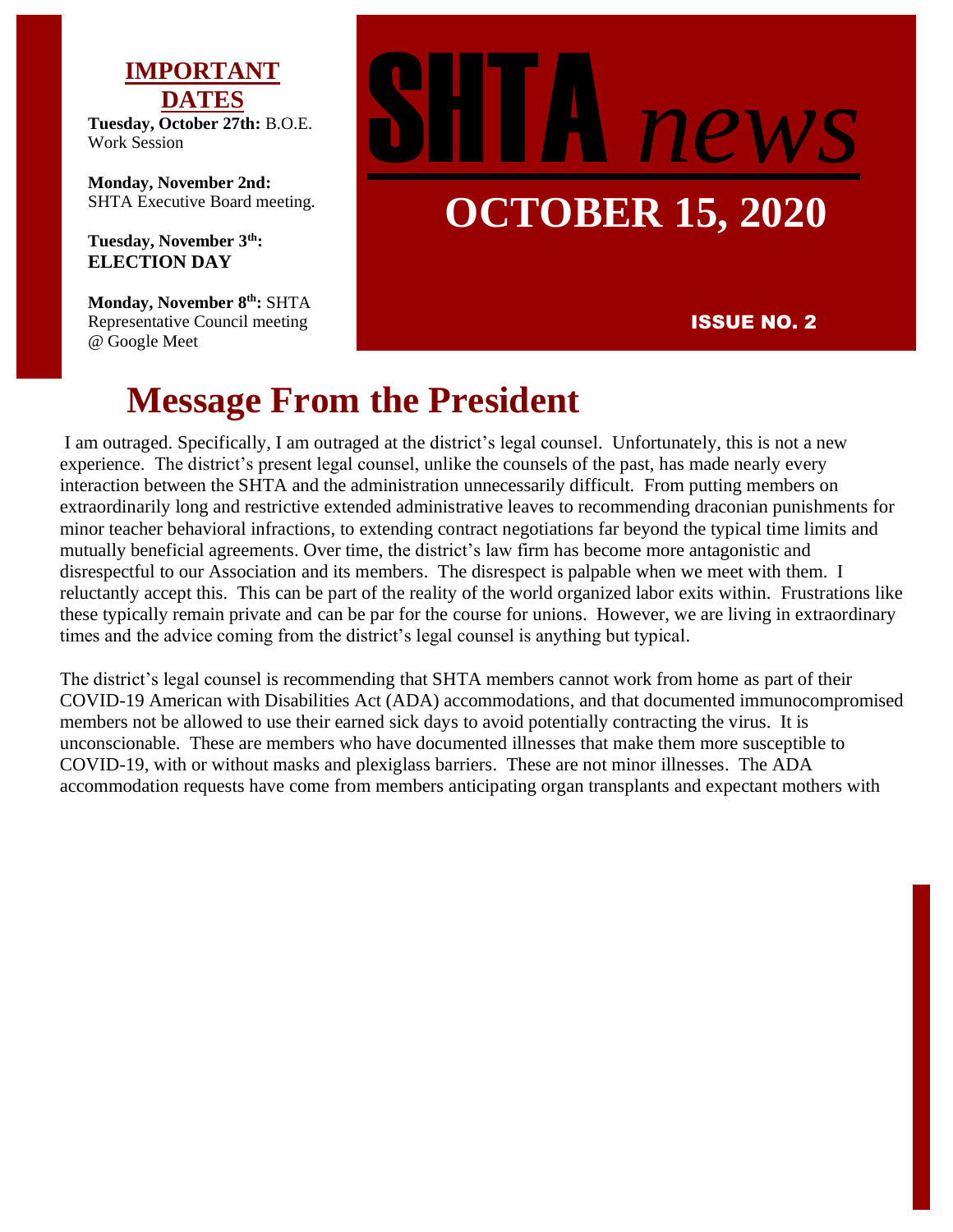# SHTA *news*

## OCTOBER 15, 2020

**ISSUE NO. 2**

**IMPORTANT DATES**

**Tuesday, October 27th:** B.O.E. Work Session

**Monday, November 2nd:** SHTA Executive Board meeting.

**Tuesday, November 3th: ELECTION DAY**

**Monday, November 8th:** SHTA Representative Council meeting @ Google Meet

# Message From the President

I am outraged. Specifically, I am outraged at the district's legal counsel. Unfortunately, this is not a new experience. The district's present legal counsel, unlike the counsels of the past, has made nearly every interaction between the SHTA and the administration unnecessarily difficult. From putting members on extraordinarily long and restrictive extended administrative leaves to recommending draconian punishments for minor teacher behavioral infractions, to extending contract negotiations far beyond the typical time limits and mutually beneficial agreements. Over time, the district's law firm has become more antagonistic and disrespectful to our Association and its members. The disrespect is palpable when we meet with them. I reluctantly accept this. This can be part of the reality of the world organized labor exits within. Frustrations like these typically remain private and can be par for the course for unions. However, we are living in extraordinary times and the advice coming from the district's legal counsel is anything but typical.

The district's legal counsel is recommending that SHTA members cannot work from home as part of their COVID-19 American with Disabilities Act (ADA) accommodations, and that documented immunocompromised members not be allowed to use their earned sick days to avoid potentially contracting the virus. It is unconscionable. These are members who have documented illnesses that make them more susceptible to COVID-19, with or without masks and plexiglass barriers. These are not minor illnesses. The ADA accommodation requests have come from members anticipating organ transplants and expectant mothers with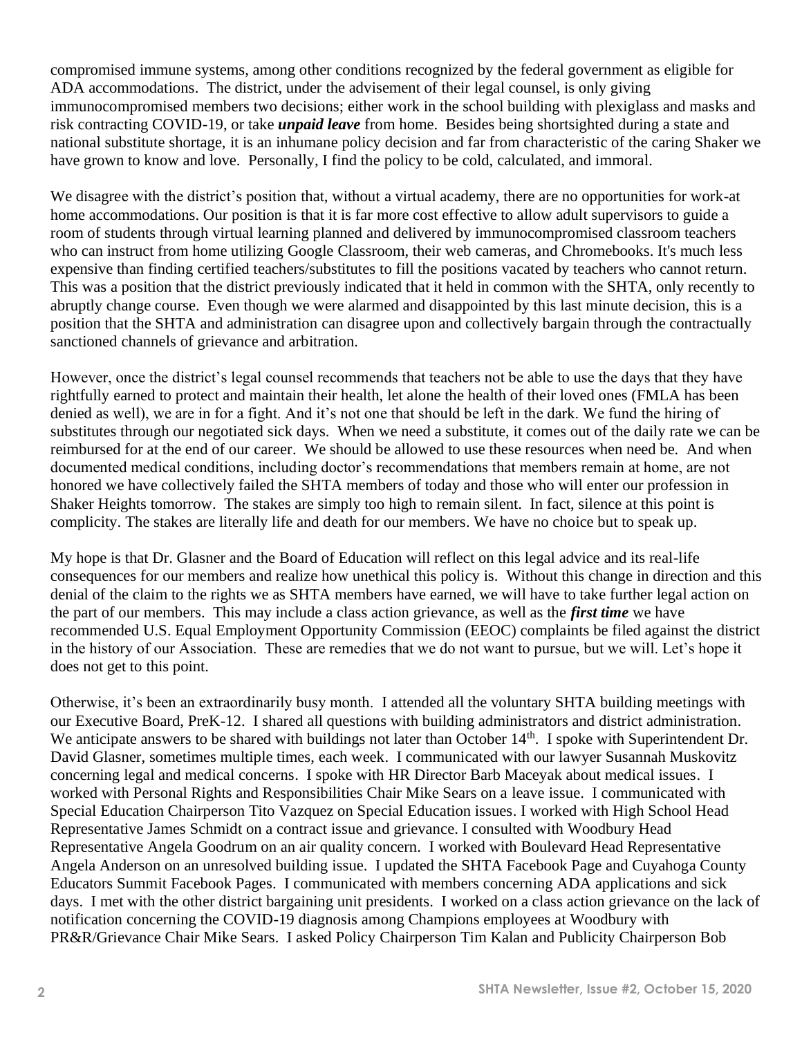compromised immune systems, among other conditions recognized by the federal government as eligible for ADA accommodations. The district, under the advisement of their legal counsel, is only giving immunocompromised members two decisions; either work in the school building with plexiglass and masks and risk contracting COVID-19, or take ***unpaid leave*** from home. Besides being shortsighted during a state and national substitute shortage, it is an inhumane policy decision and far from characteristic of the caring Shaker we have grown to know and love. Personally, I find the policy to be cold, calculated, and immoral.

We disagree with the district's position that, without a virtual academy, there are no opportunities for work-at home accommodations. Our position is that it is far more cost effective to allow adult supervisors to guide a room of students through virtual learning planned and delivered by immunocompromised classroom teachers who can instruct from home utilizing Google Classroom, their web cameras, and Chromebooks. It's much less expensive than finding certified teachers/substitutes to fill the positions vacated by teachers who cannot return. This was a position that the district previously indicated that it held in common with the SHTA, only recently to abruptly change course. Even though we were alarmed and disappointed by this last minute decision, this is a position that the SHTA and administration can disagree upon and collectively bargain through the contractually sanctioned channels of grievance and arbitration.

However, once the district's legal counsel recommends that teachers not be able to use the days that they have rightfully earned to protect and maintain their health, let alone the health of their loved ones (FMLA has been denied as well), we are in for a fight. And it's not one that should be left in the dark. We fund the hiring of substitutes through our negotiated sick days. When we need a substitute, it comes out of the daily rate we can be reimbursed for at the end of our career. We should be allowed to use these resources when need be. And when documented medical conditions, including doctor's recommendations that members remain at home, are not honored we have collectively failed the SHTA members of today and those who will enter our profession in Shaker Heights tomorrow. The stakes are simply too high to remain silent. In fact, silence at this point is complicity. The stakes are literally life and death for our members. We have no choice but to speak up.

My hope is that Dr. Glasner and the Board of Education will reflect on this legal advice and its real-life consequences for our members and realize how unethical this policy is. Without this change in direction and this denial of the claim to the rights we as SHTA members have earned, we will have to take further legal action on the part of our members. This may include a class action grievance, as well as the ***first time*** we have recommended U.S. Equal Employment Opportunity Commission (EEOC) complaints be filed against the district in the history of our Association. These are remedies that we do not want to pursue, but we will. Let's hope it does not get to this point.

Otherwise, it's been an extraordinarily busy month. I attended all the voluntary SHTA building meetings with our Executive Board, PreK-12. I shared all questions with building administrators and district administration. We anticipate answers to be shared with buildings not later than October 14th. I spoke with Superintendent Dr. David Glasner, sometimes multiple times, each week. I communicated with our lawyer Susannah Muskovitz concerning legal and medical concerns. I spoke with HR Director Barb Maceyak about medical issues. I worked with Personal Rights and Responsibilities Chair Mike Sears on a leave issue. I communicated with Special Education Chairperson Tito Vazquez on Special Education issues. I worked with High School Head Representative James Schmidt on a contract issue and grievance. I consulted with Woodbury Head Representative Angela Goodrum on an air quality concern. I worked with Boulevard Head Representative Angela Anderson on an unresolved building issue. I updated the SHTA Facebook Page and Cuyahoga County Educators Summit Facebook Pages. I communicated with members concerning ADA applications and sick days. I met with the other district bargaining unit presidents. I worked on a class action grievance on the lack of notification concerning the COVID-19 diagnosis among Champions employees at Woodbury with PR&R/Grievance Chair Mike Sears. I asked Policy Chairperson Tim Kalan and Publicity Chairperson Bob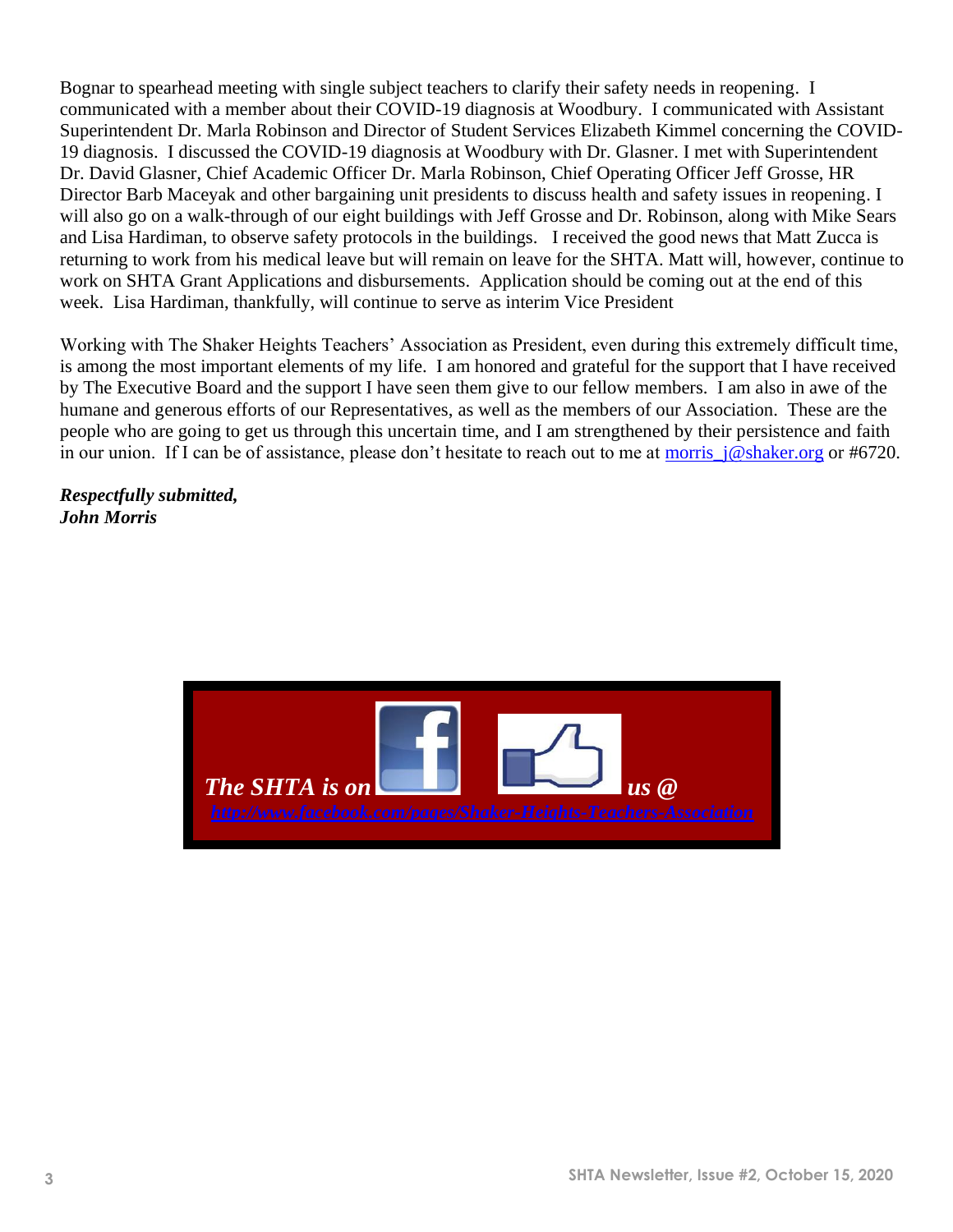Bognar to spearhead meeting with single subject teachers to clarify their safety needs in reopening. I communicated with a member about their COVID-19 diagnosis at Woodbury. I communicated with Assistant Superintendent Dr. Marla Robinson and Director of Student Services Elizabeth Kimmel concerning the COVID-19 diagnosis. I discussed the COVID-19 diagnosis at Woodbury with Dr. Glasner. I met with Superintendent Dr. David Glasner, Chief Academic Officer Dr. Marla Robinson, Chief Operating Officer Jeff Grosse, HR Director Barb Maceyak and other bargaining unit presidents to discuss health and safety issues in reopening. I will also go on a walk-through of our eight buildings with Jeff Grosse and Dr. Robinson, along with Mike Sears and Lisa Hardiman, to observe safety protocols in the buildings. I received the good news that Matt Zucca is returning to work from his medical leave but will remain on leave for the SHTA. Matt will, however, continue to work on SHTA Grant Applications and disbursements. Application should be coming out at the end of this week. Lisa Hardiman, thankfully, will continue to serve as interim Vice President

Working with The Shaker Heights Teachers' Association as President, even during this extremely difficult time, is among the most important elements of my life. I am honored and grateful for the support that I have received by The Executive Board and the support I have seen them give to our fellow members. I am also in awe of the humane and generous efforts of our Representatives, as well as the members of our Association. These are the people who are going to get us through this uncertain time, and I am strengthened by their persistence and faith in our union. If I can be of assistance, please don't hesitate to reach out to me at morris_j@shaker.org or #6720.

***Respectfully submitted,***
***John Morris***

***The SHTA is on*** ***us @***

***http://www.facebook.com/pages/Shaker-Heights-Teachers-Association***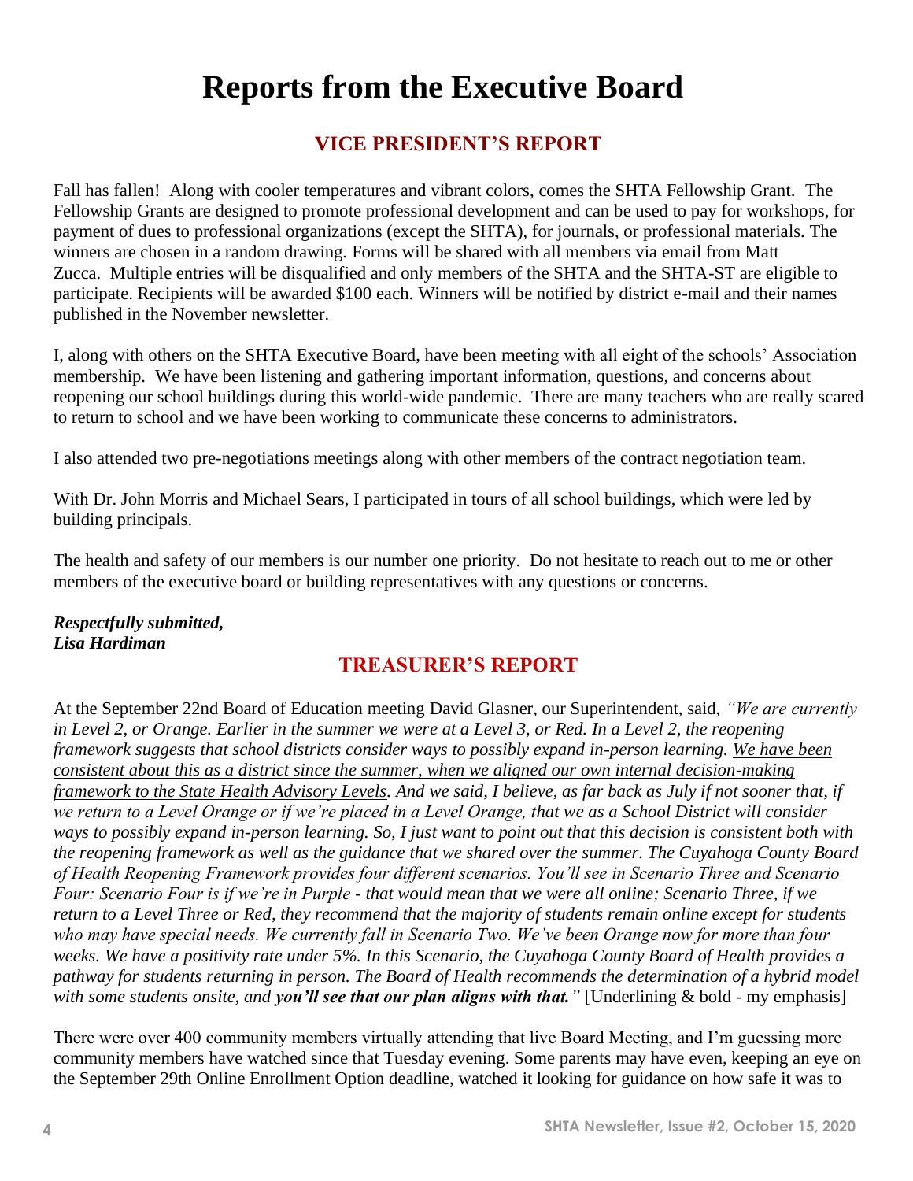# Reports from the Executive Board

## VICE PRESIDENT'S REPORT

Fall has fallen! Along with cooler temperatures and vibrant colors, comes the SHTA Fellowship Grant. The Fellowship Grants are designed to promote professional development and can be used to pay for workshops, for payment of dues to professional organizations (except the SHTA), for journals, or professional materials. The winners are chosen in a random drawing. Forms will be shared with all members via email from Matt Zucca. Multiple entries will be disqualified and only members of the SHTA and the SHTA-ST are eligible to participate. Recipients will be awarded $100 each. Winners will be notified by district e-mail and their names published in the November newsletter.

I, along with others on the SHTA Executive Board, have been meeting with all eight of the schools' Association membership. We have been listening and gathering important information, questions, and concerns about reopening our school buildings during this world-wide pandemic. There are many teachers who are really scared to return to school and we have been working to communicate these concerns to administrators.

I also attended two pre-negotiations meetings along with other members of the contract negotiation team.

With Dr. John Morris and Michael Sears, I participated in tours of all school buildings, which were led by building principals.

The health and safety of our members is our number one priority. Do not hesitate to reach out to me or other members of the executive board or building representatives with any questions or concerns.

***Respectfully submitted,***
***Lisa Hardiman***

## TREASURER'S REPORT

At the September 22nd Board of Education meeting David Glasner, our Superintendent, said, *"We are currently in Level 2, or Orange. Earlier in the summer we were at a Level 3, or Red. In a Level 2, the reopening framework suggests that school districts consider ways to possibly expand in-person learning. <u>We have been consistent about this as a district since the summer, when we aligned our own internal decision-making framework to the State Health Advisory Levels</u>. And we said, I believe, as far back as July if not sooner that, if we return to a Level Orange or if we're placed in a Level Orange, that we as a School District will consider ways to possibly expand in-person learning. So, I just want to point out that this decision is consistent both with the reopening framework as well as the guidance that we shared over the summer. The Cuyahoga County Board of Health Reopening Framework provides four different scenarios. You'll see in Scenario Three and Scenario Four: Scenario Four is if we're in Purple - that would mean that we were all online; Scenario Three, if we return to a Level Three or Red, they recommend that the majority of students remain online except for students who may have special needs. We currently fall in Scenario Two. We've been Orange now for more than four weeks. We have a positivity rate under 5%. In this Scenario, the Cuyahoga County Board of Health provides a pathway for students returning in person. The Board of Health recommends the determination of a hybrid model with some students onsite, and **you'll see that our plan aligns with that.**"* [Underlining & bold - my emphasis]

There were over 400 community members virtually attending that live Board Meeting, and I'm guessing more community members have watched since that Tuesday evening. Some parents may have even, keeping an eye on the September 29th Online Enrollment Option deadline, watched it looking for guidance on how safe it was to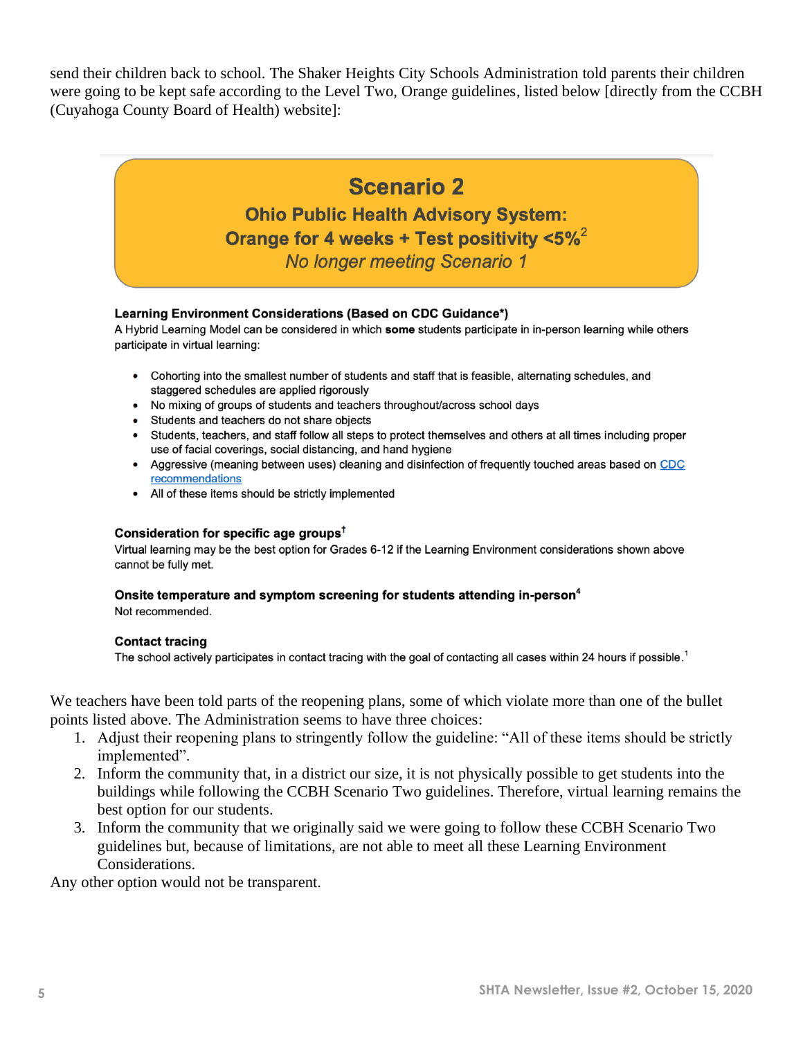send their children back to school. The Shaker Heights City Schools Administration told parents their children were going to be kept safe according to the Level Two, Orange guidelines, listed below [directly from the CCBH (Cuyahoga County Board of Health) website]:

## Scenario 2

### Ohio Public Health Advisory System: Orange for 4 weeks + Test positivity <5%[2]

*No longer meeting Scenario 1*

**Learning Environment Considerations (Based on CDC Guidance*)**

A Hybrid Learning Model can be considered in which **some** students participate in in-person learning while others participate in virtual learning:

- Cohorting into the smallest number of students and staff that is feasible, alternating schedules, and staggered schedules are applied rigorously
- No mixing of groups of students and teachers throughout/across school days
- Students and teachers do not share objects
- Students, teachers, and staff follow all steps to protect themselves and others at all times including proper use of facial coverings, social distancing, and hand hygiene
- Aggressive (meaning between uses) cleaning and disinfection of frequently touched areas based on CDC recommendations
- All of these items should be strictly implemented

**Consideration for specific age groups[†]**

Virtual learning may be the best option for Grades 6-12 if the Learning Environment considerations shown above cannot be fully met.

**Onsite temperature and symptom screening for students attending in-person[4]**

Not recommended.

**Contact tracing**

The school actively participates in contact tracing with the goal of contacting all cases within 24 hours if possible.[1]

We teachers have been told parts of the reopening plans, some of which violate more than one of the bullet points listed above. The Administration seems to have three choices:

1. Adjust their reopening plans to stringently follow the guideline: "All of these items should be strictly implemented".
2. Inform the community that, in a district our size, it is not physically possible to get students into the buildings while following the CCBH Scenario Two guidelines. Therefore, virtual learning remains the best option for our students.
3. Inform the community that we originally said we were going to follow these CCBH Scenario Two guidelines but, because of limitations, are not able to meet all these Learning Environment Considerations.

Any other option would not be transparent.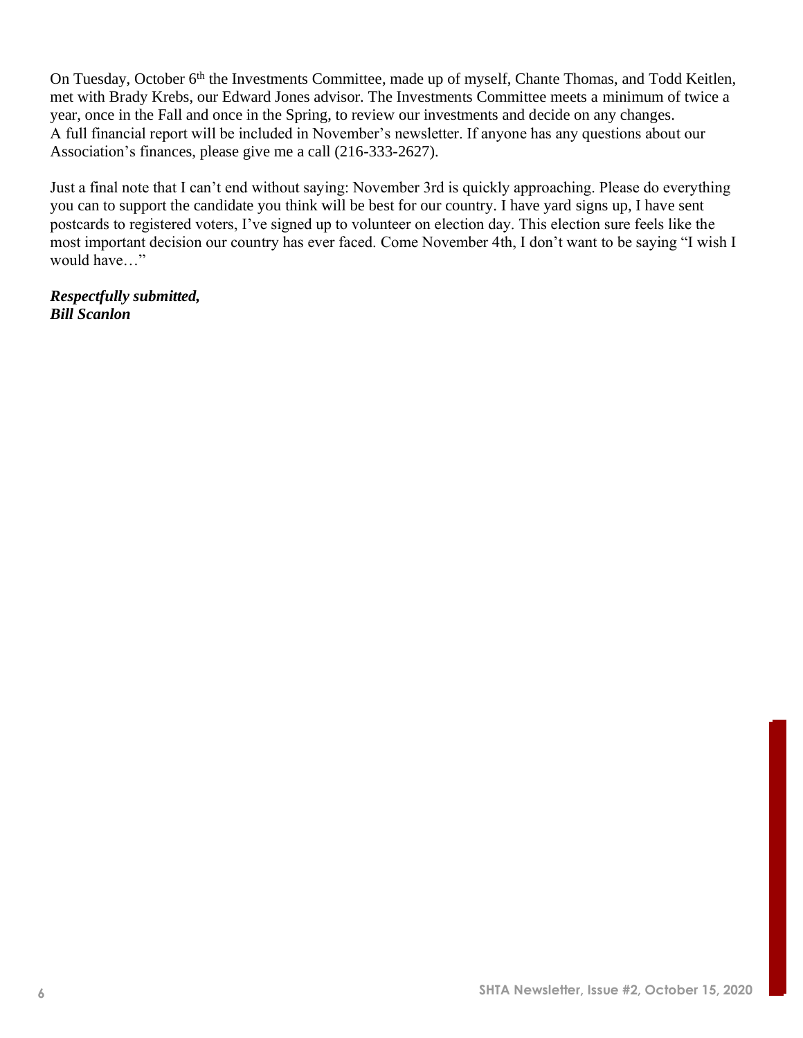On Tuesday, October 6th the Investments Committee, made up of myself, Chante Thomas, and Todd Keitlen, met with Brady Krebs, our Edward Jones advisor. The Investments Committee meets a minimum of twice a year, once in the Fall and once in the Spring, to review our investments and decide on any changes. A full financial report will be included in November's newsletter. If anyone has any questions about our Association's finances, please give me a call (216-333-2627).

Just a final note that I can't end without saying: November 3rd is quickly approaching. Please do everything you can to support the candidate you think will be best for our country. I have yard signs up, I have sent postcards to registered voters, I've signed up to volunteer on election day. This election sure feels like the most important decision our country has ever faced. Come November 4th, I don't want to be saying "I wish I would have…"

***Respectfully submitted,***
***Bill Scanlon***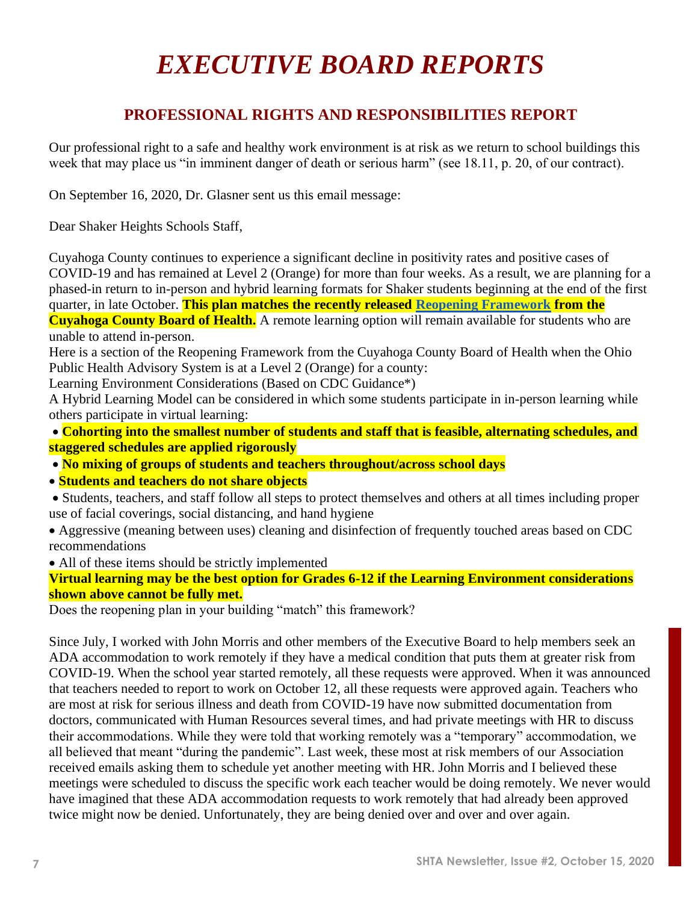# *EXECUTIVE BOARD REPORTS*

## PROFESSIONAL RIGHTS AND RESPONSIBILITIES REPORT

Our professional right to a safe and healthy work environment is at risk as we return to school buildings this week that may place us "in imminent danger of death or serious harm" (see 18.11, p. 20, of our contract).

On September 16, 2020, Dr. Glasner sent us this email message:

Dear Shaker Heights Schools Staff,

Cuyahoga County continues to experience a significant decline in positivity rates and positive cases of COVID-19 and has remained at Level 2 (Orange) for more than four weeks. As a result, we are planning for a phased-in return to in-person and hybrid learning formats for Shaker students beginning at the end of the first quarter, in late October. **This plan matches the recently released Reopening Framework from the Cuyahoga County Board of Health.** A remote learning option will remain available for students who are unable to attend in-person.

Here is a section of the Reopening Framework from the Cuyahoga County Board of Health when the Ohio Public Health Advisory System is at a Level 2 (Orange) for a county:

Learning Environment Considerations (Based on CDC Guidance*)

A Hybrid Learning Model can be considered in which some students participate in in-person learning while others participate in virtual learning:

- **Cohorting into the smallest number of students and staff that is feasible, alternating schedules, and staggered schedules are applied rigorously**
- **No mixing of groups of students and teachers throughout/across school days**
- **Students and teachers do not share objects**
- Students, teachers, and staff follow all steps to protect themselves and others at all times including proper use of facial coverings, social distancing, and hand hygiene
- Aggressive (meaning between uses) cleaning and disinfection of frequently touched areas based on CDC recommendations
- All of these items should be strictly implemented

**Virtual learning may be the best option for Grades 6-12 if the Learning Environment considerations shown above cannot be fully met.**

Does the reopening plan in your building "match" this framework?

Since July, I worked with John Morris and other members of the Executive Board to help members seek an ADA accommodation to work remotely if they have a medical condition that puts them at greater risk from COVID-19. When the school year started remotely, all these requests were approved. When it was announced that teachers needed to report to work on October 12, all these requests were approved again. Teachers who are most at risk for serious illness and death from COVID-19 have now submitted documentation from doctors, communicated with Human Resources several times, and had private meetings with HR to discuss their accommodations. While they were told that working remotely was a "temporary" accommodation, we all believed that meant "during the pandemic". Last week, these most at risk members of our Association received emails asking them to schedule yet another meeting with HR. John Morris and I believed these meetings were scheduled to discuss the specific work each teacher would be doing remotely. We never would have imagined that these ADA accommodation requests to work remotely that had already been approved twice might now be denied. Unfortunately, they are being denied over and over and over again.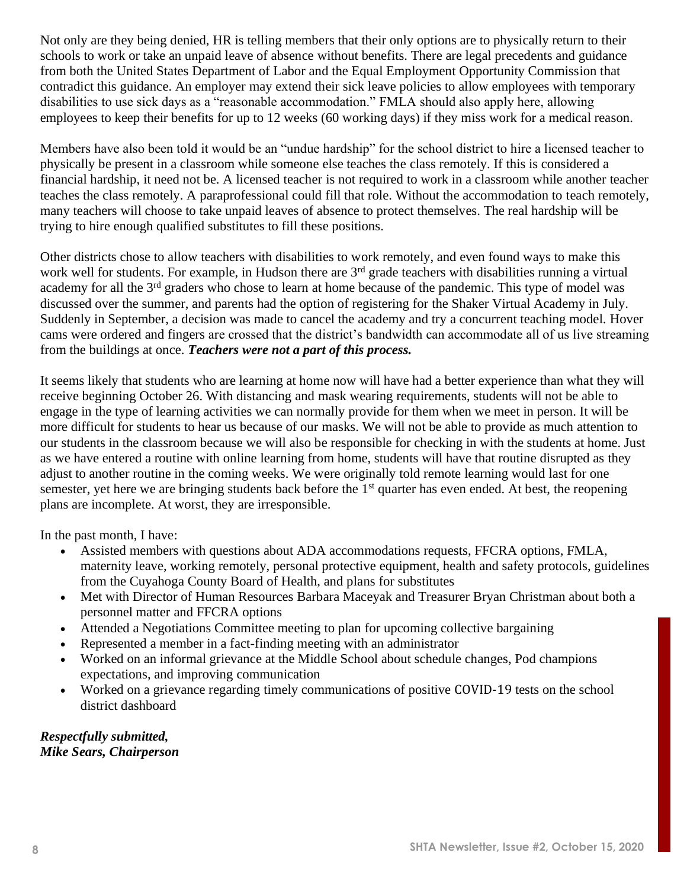Not only are they being denied, HR is telling members that their only options are to physically return to their schools to work or take an unpaid leave of absence without benefits. There are legal precedents and guidance from both the United States Department of Labor and the Equal Employment Opportunity Commission that contradict this guidance. An employer may extend their sick leave policies to allow employees with temporary disabilities to use sick days as a "reasonable accommodation." FMLA should also apply here, allowing employees to keep their benefits for up to 12 weeks (60 working days) if they miss work for a medical reason.

Members have also been told it would be an "undue hardship" for the school district to hire a licensed teacher to physically be present in a classroom while someone else teaches the class remotely. If this is considered a financial hardship, it need not be. A licensed teacher is not required to work in a classroom while another teacher teaches the class remotely. A paraprofessional could fill that role. Without the accommodation to teach remotely, many teachers will choose to take unpaid leaves of absence to protect themselves. The real hardship will be trying to hire enough qualified substitutes to fill these positions.

Other districts chose to allow teachers with disabilities to work remotely, and even found ways to make this work well for students. For example, in Hudson there are 3rd grade teachers with disabilities running a virtual academy for all the 3rd graders who chose to learn at home because of the pandemic. This type of model was discussed over the summer, and parents had the option of registering for the Shaker Virtual Academy in July. Suddenly in September, a decision was made to cancel the academy and try a concurrent teaching model. Hover cams were ordered and fingers are crossed that the district's bandwidth can accommodate all of us live streaming from the buildings at once. ***Teachers were not a part of this process.***

It seems likely that students who are learning at home now will have had a better experience than what they will receive beginning October 26. With distancing and mask wearing requirements, students will not be able to engage in the type of learning activities we can normally provide for them when we meet in person. It will be more difficult for students to hear us because of our masks. We will not be able to provide as much attention to our students in the classroom because we will also be responsible for checking in with the students at home. Just as we have entered a routine with online learning from home, students will have that routine disrupted as they adjust to another routine in the coming weeks. We were originally told remote learning would last for one semester, yet here we are bringing students back before the 1st quarter has even ended. At best, the reopening plans are incomplete. At worst, they are irresponsible.

In the past month, I have:

- Assisted members with questions about ADA accommodations requests, FFCRA options, FMLA, maternity leave, working remotely, personal protective equipment, health and safety protocols, guidelines from the Cuyahoga County Board of Health, and plans for substitutes
- Met with Director of Human Resources Barbara Maceyak and Treasurer Bryan Christman about both a personnel matter and FFCRA options
- Attended a Negotiations Committee meeting to plan for upcoming collective bargaining
- Represented a member in a fact-finding meeting with an administrator
- Worked on an informal grievance at the Middle School about schedule changes, Pod champions expectations, and improving communication
- Worked on a grievance regarding timely communications of positive COVID-19 tests on the school district dashboard

***Respectfully submitted,***
***Mike Sears, Chairperson***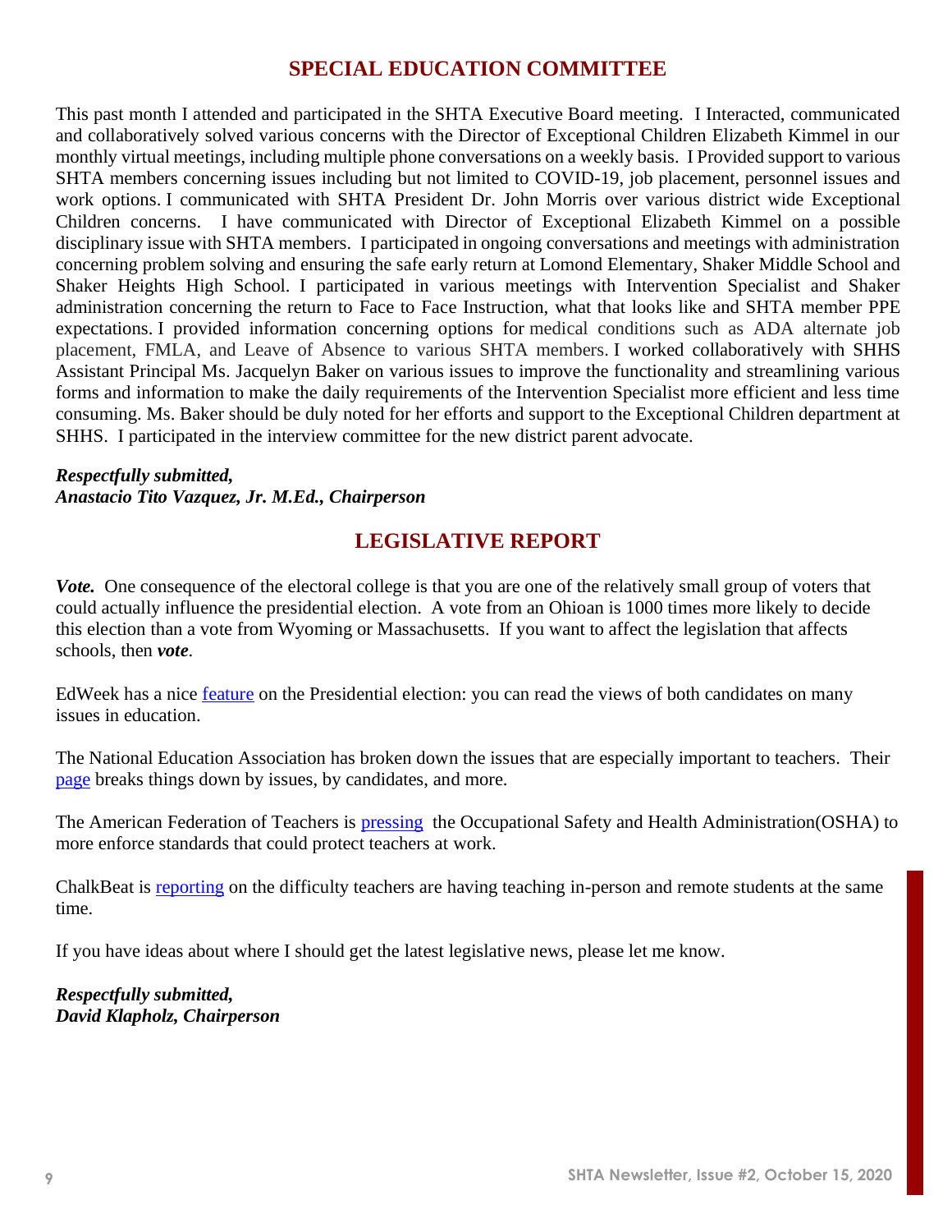## SPECIAL EDUCATION COMMITTEE

This past month I attended and participated in the SHTA Executive Board meeting. I Interacted, communicated and collaboratively solved various concerns with the Director of Exceptional Children Elizabeth Kimmel in our monthly virtual meetings, including multiple phone conversations on a weekly basis. I Provided support to various SHTA members concerning issues including but not limited to COVID-19, job placement, personnel issues and work options. I communicated with SHTA President Dr. John Morris over various district wide Exceptional Children concerns. I have communicated with Director of Exceptional Elizabeth Kimmel on a possible disciplinary issue with SHTA members. I participated in ongoing conversations and meetings with administration concerning problem solving and ensuring the safe early return at Lomond Elementary, Shaker Middle School and Shaker Heights High School. I participated in various meetings with Intervention Specialist and Shaker administration concerning the return to Face to Face Instruction, what that looks like and SHTA member PPE expectations. I provided information concerning options for medical conditions such as ADA alternate job placement, FMLA, and Leave of Absence to various SHTA members. I worked collaboratively with SHHS Assistant Principal Ms. Jacquelyn Baker on various issues to improve the functionality and streamlining various forms and information to make the daily requirements of the Intervention Specialist more efficient and less time consuming. Ms. Baker should be duly noted for her efforts and support to the Exceptional Children department at SHHS. I participated in the interview committee for the new district parent advocate.

***Respectfully submitted,***
***Anastacio Tito Vazquez, Jr. M.Ed., Chairperson***

## LEGISLATIVE REPORT

***Vote.*** One consequence of the electoral college is that you are one of the relatively small group of voters that could actually influence the presidential election. A vote from an Ohioan is 1000 times more likely to decide this election than a vote from Wyoming or Massachusetts. If you want to affect the legislation that affects schools, then ***vote***.

EdWeek has a nice feature on the Presidential election: you can read the views of both candidates on many issues in education.

The National Education Association has broken down the issues that are especially important to teachers. Their page breaks things down by issues, by candidates, and more.

The American Federation of Teachers is pressing the Occupational Safety and Health Administration(OSHA) to more enforce standards that could protect teachers at work.

ChalkBeat is reporting on the difficulty teachers are having teaching in-person and remote students at the same time.

If you have ideas about where I should get the latest legislative news, please let me know.

***Respectfully submitted,***
***David Klapholz, Chairperson***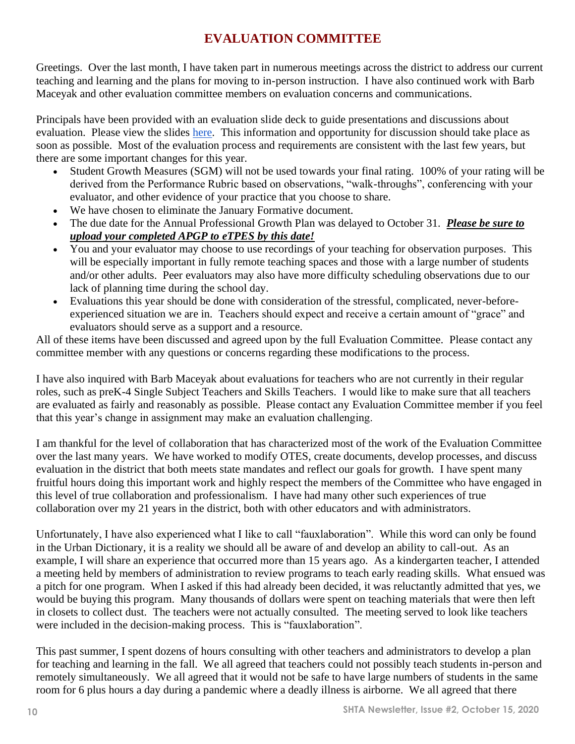# EVALUATION COMMITTEE

Greetings. Over the last month, I have taken part in numerous meetings across the district to address our current teaching and learning and the plans for moving to in-person instruction. I have also continued work with Barb Maceyak and other evaluation committee members on evaluation concerns and communications.

Principals have been provided with an evaluation slide deck to guide presentations and discussions about evaluation. Please view the slides here. This information and opportunity for discussion should take place as soon as possible. Most of the evaluation process and requirements are consistent with the last few years, but there are some important changes for this year.

- Student Growth Measures (SGM) will not be used towards your final rating. 100% of your rating will be derived from the Performance Rubric based on observations, "walk-throughs", conferencing with your evaluator, and other evidence of your practice that you choose to share.
- We have chosen to eliminate the January Formative document.
- The due date for the Annual Professional Growth Plan was delayed to October 31. ***Please be sure to upload your completed APGP to eTPES by this date!***
- You and your evaluator may choose to use recordings of your teaching for observation purposes. This will be especially important in fully remote teaching spaces and those with a large number of students and/or other adults. Peer evaluators may also have more difficulty scheduling observations due to our lack of planning time during the school day.
- Evaluations this year should be done with consideration of the stressful, complicated, never-before-experienced situation we are in. Teachers should expect and receive a certain amount of "grace" and evaluators should serve as a support and a resource.

All of these items have been discussed and agreed upon by the full Evaluation Committee. Please contact any committee member with any questions or concerns regarding these modifications to the process.

I have also inquired with Barb Maceyak about evaluations for teachers who are not currently in their regular roles, such as preK-4 Single Subject Teachers and Skills Teachers. I would like to make sure that all teachers are evaluated as fairly and reasonably as possible. Please contact any Evaluation Committee member if you feel that this year's change in assignment may make an evaluation challenging.

I am thankful for the level of collaboration that has characterized most of the work of the Evaluation Committee over the last many years. We have worked to modify OTES, create documents, develop processes, and discuss evaluation in the district that both meets state mandates and reflect our goals for growth. I have spent many fruitful hours doing this important work and highly respect the members of the Committee who have engaged in this level of true collaboration and professionalism. I have had many other such experiences of true collaboration over my 21 years in the district, both with other educators and with administrators.

Unfortunately, I have also experienced what I like to call "fauxlaboration". While this word can only be found in the Urban Dictionary, it is a reality we should all be aware of and develop an ability to call-out. As an example, I will share an experience that occurred more than 15 years ago. As a kindergarten teacher, I attended a meeting held by members of administration to review programs to teach early reading skills. What ensued was a pitch for one program. When I asked if this had already been decided, it was reluctantly admitted that yes, we would be buying this program. Many thousands of dollars were spent on teaching materials that were then left in closets to collect dust. The teachers were not actually consulted. The meeting served to look like teachers were included in the decision-making process. This is "fauxlaboration".

This past summer, I spent dozens of hours consulting with other teachers and administrators to develop a plan for teaching and learning in the fall. We all agreed that teachers could not possibly teach students in-person and remotely simultaneously. We all agreed that it would not be safe to have large numbers of students in the same room for 6 plus hours a day during a pandemic where a deadly illness is airborne. We all agreed that there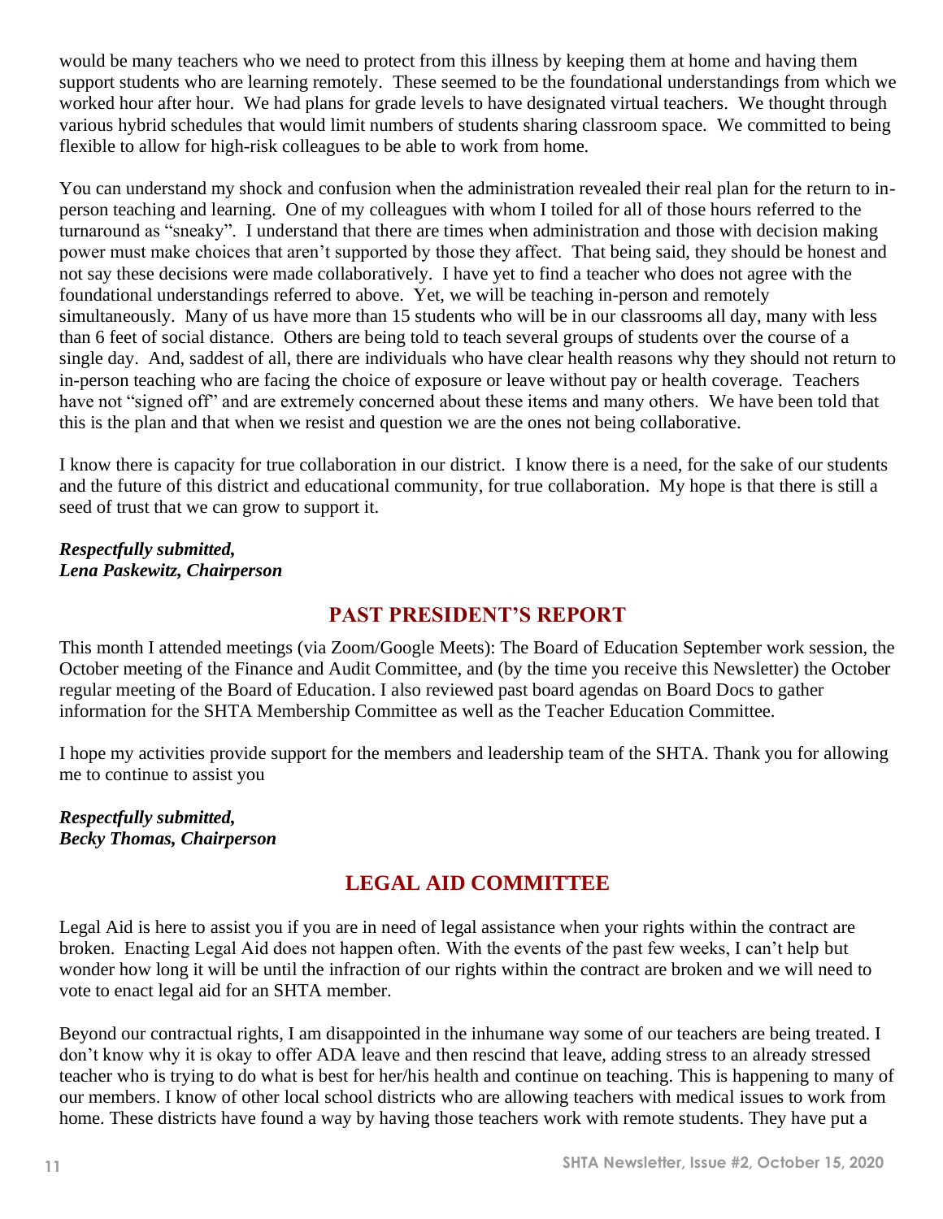would be many teachers who we need to protect from this illness by keeping them at home and having them support students who are learning remotely. These seemed to be the foundational understandings from which we worked hour after hour. We had plans for grade levels to have designated virtual teachers. We thought through various hybrid schedules that would limit numbers of students sharing classroom space. We committed to being flexible to allow for high-risk colleagues to be able to work from home.

You can understand my shock and confusion when the administration revealed their real plan for the return to in-person teaching and learning. One of my colleagues with whom I toiled for all of those hours referred to the turnaround as "sneaky". I understand that there are times when administration and those with decision making power must make choices that aren't supported by those they affect. That being said, they should be honest and not say these decisions were made collaboratively. I have yet to find a teacher who does not agree with the foundational understandings referred to above. Yet, we will be teaching in-person and remotely simultaneously. Many of us have more than 15 students who will be in our classrooms all day, many with less than 6 feet of social distance. Others are being told to teach several groups of students over the course of a single day. And, saddest of all, there are individuals who have clear health reasons why they should not return to in-person teaching who are facing the choice of exposure or leave without pay or health coverage. Teachers have not "signed off" and are extremely concerned about these items and many others. We have been told that this is the plan and that when we resist and question we are the ones not being collaborative.

I know there is capacity for true collaboration in our district. I know there is a need, for the sake of our students and the future of this district and educational community, for true collaboration. My hope is that there is still a seed of trust that we can grow to support it.

***Respectfully submitted,***
***Lena Paskewitz, Chairperson***

## PAST PRESIDENT'S REPORT

This month I attended meetings (via Zoom/Google Meets): The Board of Education September work session, the October meeting of the Finance and Audit Committee, and (by the time you receive this Newsletter) the October regular meeting of the Board of Education. I also reviewed past board agendas on Board Docs to gather information for the SHTA Membership Committee as well as the Teacher Education Committee.

I hope my activities provide support for the members and leadership team of the SHTA. Thank you for allowing me to continue to assist you

***Respectfully submitted,***
***Becky Thomas, Chairperson***

## LEGAL AID COMMITTEE

Legal Aid is here to assist you if you are in need of legal assistance when your rights within the contract are broken. Enacting Legal Aid does not happen often. With the events of the past few weeks, I can't help but wonder how long it will be until the infraction of our rights within the contract are broken and we will need to vote to enact legal aid for an SHTA member.

Beyond our contractual rights, I am disappointed in the inhumane way some of our teachers are being treated. I don't know why it is okay to offer ADA leave and then rescind that leave, adding stress to an already stressed teacher who is trying to do what is best for her/his health and continue on teaching. This is happening to many of our members. I know of other local school districts who are allowing teachers with medical issues to work from home. These districts have found a way by having those teachers work with remote students. They have put a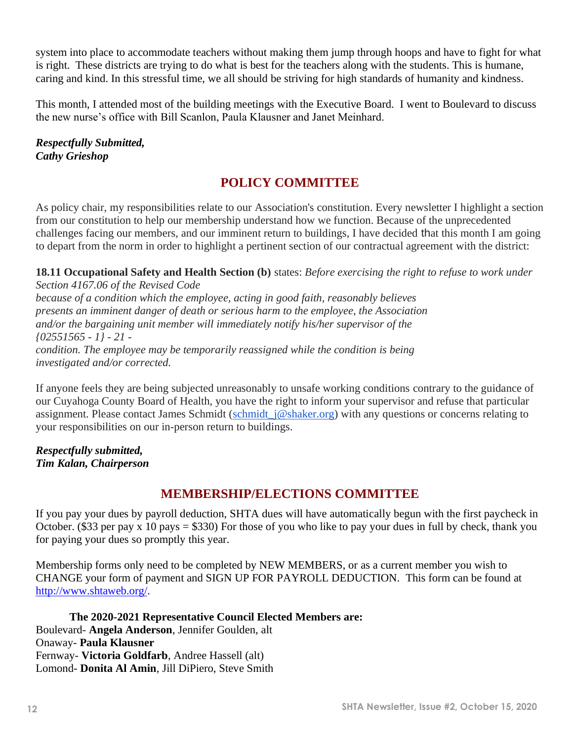system into place to accommodate teachers without making them jump through hoops and have to fight for what is right. These districts are trying to do what is best for the teachers along with the students. This is humane, caring and kind. In this stressful time, we all should be striving for high standards of humanity and kindness.

This month, I attended most of the building meetings with the Executive Board. I went to Boulevard to discuss the new nurse's office with Bill Scanlon, Paula Klausner and Janet Meinhard.

***Respectfully Submitted,***
***Cathy Grieshop***

## POLICY COMMITTEE

As policy chair, my responsibilities relate to our Association's constitution. Every newsletter I highlight a section from our constitution to help our membership understand how we function. Because of the unprecedented challenges facing our members, and our imminent return to buildings, I have decided that this month I am going to depart from the norm in order to highlight a pertinent section of our contractual agreement with the district:

**18.11 Occupational Safety and Health Section (b)** states: *Before exercising the right to refuse to work under Section 4167.06 of the Revised Code*
*because of a condition which the employee, acting in good faith, reasonably believes presents an imminent danger of death or serious harm to the employee, the Association and/or the bargaining unit member will immediately notify his/her supervisor of the*
*{02551565 - 1} - 21 -*
*condition. The employee may be temporarily reassigned while the condition is being investigated and/or corrected.*

If anyone feels they are being subjected unreasonably to unsafe working conditions contrary to the guidance of our Cuyahoga County Board of Health, you have the right to inform your supervisor and refuse that particular assignment. Please contact James Schmidt (schmidt_j@shaker.org) with any questions or concerns relating to your responsibilities on our in-person return to buildings.

***Respectfully submitted,***
***Tim Kalan, Chairperson***

## MEMBERSHIP/ELECTIONS COMMITTEE

If you pay your dues by payroll deduction, SHTA dues will have automatically begun with the first paycheck in October. ($33 per pay x 10 pays = $330) For those of you who like to pay your dues in full by check, thank you for paying your dues so promptly this year.

Membership forms only need to be completed by NEW MEMBERS, or as a current member you wish to CHANGE your form of payment and SIGN UP FOR PAYROLL DEDUCTION. This form can be found at http://www.shtaweb.org/.

**The 2020-2021 Representative Council Elected Members are:**

Boulevard- **Angela Anderson**, Jennifer Goulden, alt
Onaway- **Paula Klausner**
Fernway- **Victoria Goldfarb**, Andree Hassell (alt)
Lomond- **Donita Al Amin**, Jill DiPiero, Steve Smith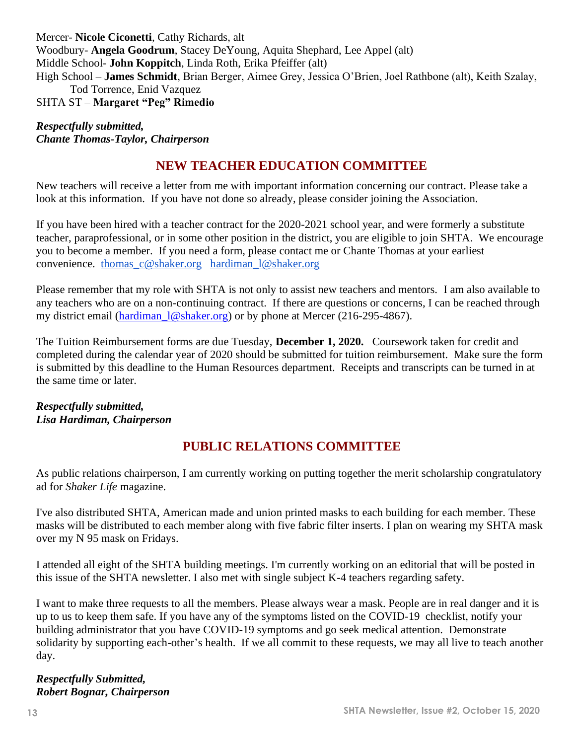Mercer- **Nicole Ciconetti**, Cathy Richards, alt
Woodbury- **Angela Goodrum**, Stacey DeYoung, Aquita Shephard, Lee Appel (alt)
Middle School- **John Koppitch**, Linda Roth, Erika Pfeiffer (alt)
High School – **James Schmidt**, Brian Berger, Aimee Grey, Jessica O'Brien, Joel Rathbone (alt), Keith Szalay, Tod Torrence, Enid Vazquez
SHTA ST – **Margaret "Peg" Rimedio**

***Respectfully submitted,***
***Chante Thomas-Taylor, Chairperson***

## NEW TEACHER EDUCATION COMMITTEE

New teachers will receive a letter from me with important information concerning our contract. Please take a look at this information. If you have not done so already, please consider joining the Association.

If you have been hired with a teacher contract for the 2020-2021 school year, and were formerly a substitute teacher, paraprofessional, or in some other position in the district, you are eligible to join SHTA. We encourage you to become a member. If you need a form, please contact me or Chante Thomas at your earliest convenience. thomas_c@shaker.org hardiman_l@shaker.org

Please remember that my role with SHTA is not only to assist new teachers and mentors. I am also available to any teachers who are on a non-continuing contract. If there are questions or concerns, I can be reached through my district email (hardiman_l@shaker.org) or by phone at Mercer (216-295-4867).

The Tuition Reimbursement forms are due Tuesday, **December 1, 2020.** Coursework taken for credit and completed during the calendar year of 2020 should be submitted for tuition reimbursement. Make sure the form is submitted by this deadline to the Human Resources department. Receipts and transcripts can be turned in at the same time or later.

***Respectfully submitted,***
***Lisa Hardiman, Chairperson***

## PUBLIC RELATIONS COMMITTEE

As public relations chairperson, I am currently working on putting together the merit scholarship congratulatory ad for *Shaker Life* magazine.

I've also distributed SHTA, American made and union printed masks to each building for each member. These masks will be distributed to each member along with five fabric filter inserts. I plan on wearing my SHTA mask over my N 95 mask on Fridays.

I attended all eight of the SHTA building meetings. I'm currently working on an editorial that will be posted in this issue of the SHTA newsletter. I also met with single subject K-4 teachers regarding safety.

I want to make three requests to all the members. Please always wear a mask. People are in real danger and it is up to us to keep them safe. If you have any of the symptoms listed on the COVID-19 checklist, notify your building administrator that you have COVID-19 symptoms and go seek medical attention. Demonstrate solidarity by supporting each-other's health. If we all commit to these requests, we may all live to teach another day.

***Respectfully Submitted,***
***Robert Bognar, Chairperson***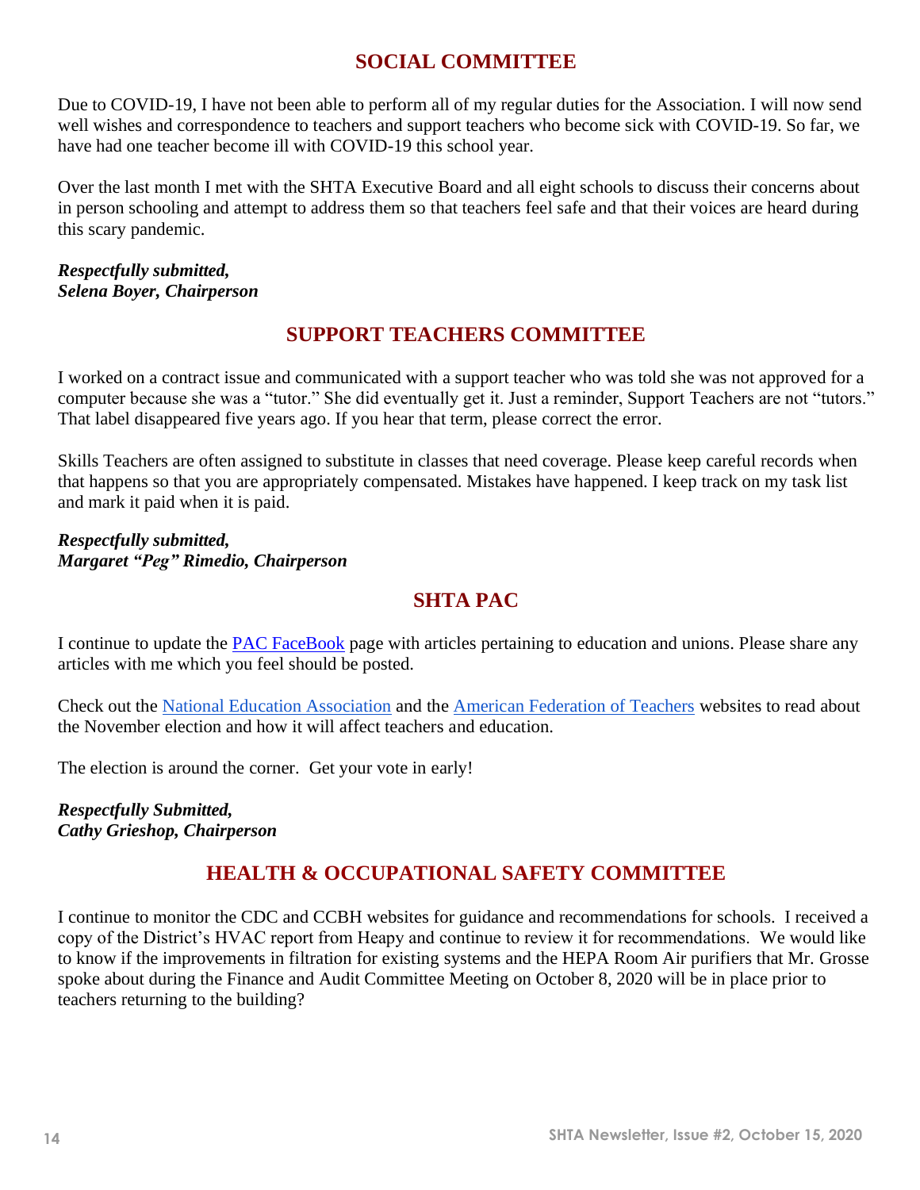## SOCIAL COMMITTEE

Due to COVID-19, I have not been able to perform all of my regular duties for the Association. I will now send well wishes and correspondence to teachers and support teachers who become sick with COVID-19. So far, we have had one teacher become ill with COVID-19 this school year.

Over the last month I met with the SHTA Executive Board and all eight schools to discuss their concerns about in person schooling and attempt to address them so that teachers feel safe and that their voices are heard during this scary pandemic.

***Respectfully submitted,***
***Selena Boyer, Chairperson***

## SUPPORT TEACHERS COMMITTEE

I worked on a contract issue and communicated with a support teacher who was told she was not approved for a computer because she was a "tutor." She did eventually get it. Just a reminder, Support Teachers are not "tutors." That label disappeared five years ago. If you hear that term, please correct the error.

Skills Teachers are often assigned to substitute in classes that need coverage. Please keep careful records when that happens so that you are appropriately compensated. Mistakes have happened. I keep track on my task list and mark it paid when it is paid.

***Respectfully submitted,***
***Margaret "Peg" Rimedio, Chairperson***

## SHTA PAC

I continue to update the PAC FaceBook page with articles pertaining to education and unions. Please share any articles with me which you feel should be posted.

Check out the National Education Association and the American Federation of Teachers websites to read about the November election and how it will affect teachers and education.

The election is around the corner. Get your vote in early!

***Respectfully Submitted,***
***Cathy Grieshop, Chairperson***

## HEALTH & OCCUPATIONAL SAFETY COMMITTEE

I continue to monitor the CDC and CCBH websites for guidance and recommendations for schools. I received a copy of the District's HVAC report from Heapy and continue to review it for recommendations. We would like to know if the improvements in filtration for existing systems and the HEPA Room Air purifiers that Mr. Grosse spoke about during the Finance and Audit Committee Meeting on October 8, 2020 will be in place prior to teachers returning to the building?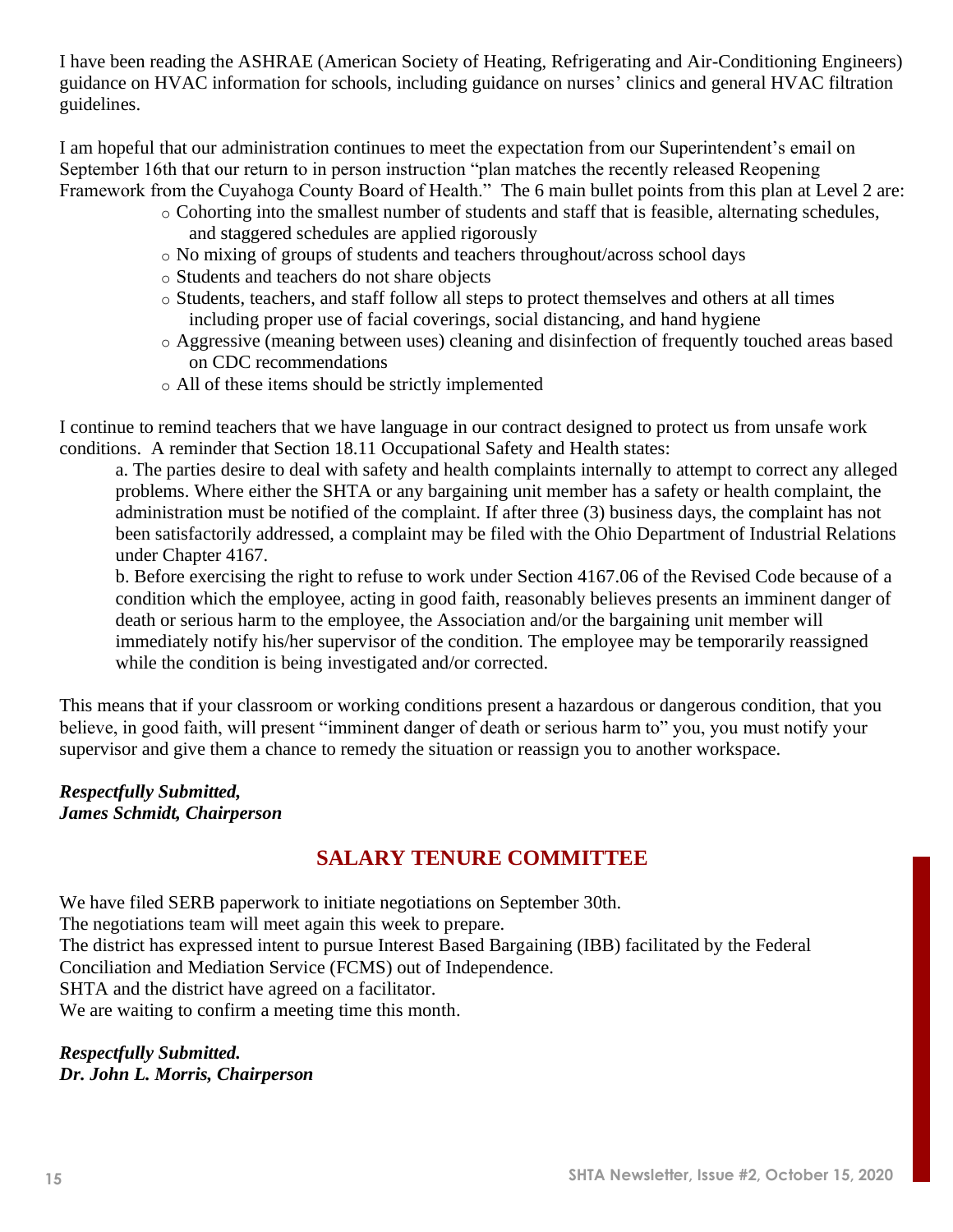I have been reading the ASHRAE (American Society of Heating, Refrigerating and Air-Conditioning Engineers) guidance on HVAC information for schools, including guidance on nurses' clinics and general HVAC filtration guidelines.

I am hopeful that our administration continues to meet the expectation from our Superintendent's email on September 16th that our return to in person instruction "plan matches the recently released Reopening Framework from the Cuyahoga County Board of Health." The 6 main bullet points from this plan at Level 2 are:

- Cohorting into the smallest number of students and staff that is feasible, alternating schedules, and staggered schedules are applied rigorously
- No mixing of groups of students and teachers throughout/across school days
- Students and teachers do not share objects
- Students, teachers, and staff follow all steps to protect themselves and others at all times including proper use of facial coverings, social distancing, and hand hygiene
- Aggressive (meaning between uses) cleaning and disinfection of frequently touched areas based on CDC recommendations
- All of these items should be strictly implemented

I continue to remind teachers that we have language in our contract designed to protect us from unsafe work conditions. A reminder that Section 18.11 Occupational Safety and Health states:

> a. The parties desire to deal with safety and health complaints internally to attempt to correct any alleged problems. Where either the SHTA or any bargaining unit member has a safety or health complaint, the administration must be notified of the complaint. If after three (3) business days, the complaint has not been satisfactorily addressed, a complaint may be filed with the Ohio Department of Industrial Relations under Chapter 4167.
>
> b. Before exercising the right to refuse to work under Section 4167.06 of the Revised Code because of a condition which the employee, acting in good faith, reasonably believes presents an imminent danger of death or serious harm to the employee, the Association and/or the bargaining unit member will immediately notify his/her supervisor of the condition. The employee may be temporarily reassigned while the condition is being investigated and/or corrected.

This means that if your classroom or working conditions present a hazardous or dangerous condition, that you believe, in good faith, will present "imminent danger of death or serious harm to" you, you must notify your supervisor and give them a chance to remedy the situation or reassign you to another workspace.

***Respectfully Submitted,***
***James Schmidt, Chairperson***

## SALARY TENURE COMMITTEE

We have filed SERB paperwork to initiate negotiations on September 30th.
The negotiations team will meet again this week to prepare.
The district has expressed intent to pursue Interest Based Bargaining (IBB) facilitated by the Federal Conciliation and Mediation Service (FCMS) out of Independence.
SHTA and the district have agreed on a facilitator.
We are waiting to confirm a meeting time this month.

***Respectfully Submitted.***
***Dr. John L. Morris, Chairperson***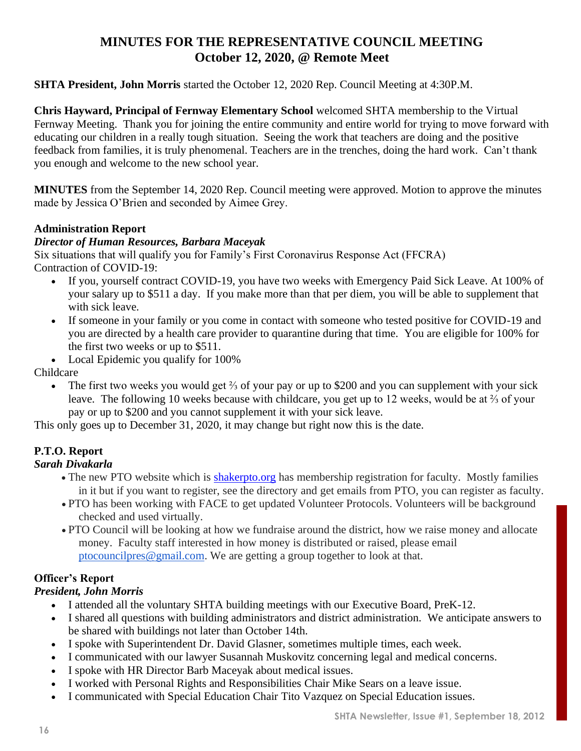# MINUTES FOR THE REPRESENTATIVE COUNCIL MEETING
## October 12, 2020, @ Remote Meet

**SHTA President, John Morris** started the October 12, 2020 Rep. Council Meeting at 4:30P.M.

**Chris Hayward, Principal of Fernway Elementary School** welcomed SHTA membership to the Virtual Fernway Meeting. Thank you for joining the entire community and entire world for trying to move forward with educating our children in a really tough situation. Seeing the work that teachers are doing and the positive feedback from families, it is truly phenomenal. Teachers are in the trenches, doing the hard work. Can't thank you enough and welcome to the new school year.

**MINUTES** from the September 14, 2020 Rep. Council meeting were approved. Motion to approve the minutes made by Jessica O'Brien and seconded by Aimee Grey.

**Administration Report**

***Director of Human Resources, Barbara Maceyak***

Six situations that will qualify you for Family's First Coronavirus Response Act (FFCRA)

Contraction of COVID-19:

- If you, yourself contract COVID-19, you have two weeks with Emergency Paid Sick Leave. At 100% of your salary up to $511 a day. If you make more than that per diem, you will be able to supplement that with sick leave.
- If someone in your family or you come in contact with someone who tested positive for COVID-19 and you are directed by a health care provider to quarantine during that time. You are eligible for 100% for the first two weeks or up to $511.
- Local Epidemic you qualify for 100%

Childcare

- The first two weeks you would get ⅔ of your pay or up to $200 and you can supplement with your sick leave. The following 10 weeks because with childcare, you get up to 12 weeks, would be at ⅔ of your pay or up to $200 and you cannot supplement it with your sick leave.

This only goes up to December 31, 2020, it may change but right now this is the date.

**P.T.O. Report**

***Sarah Divakarla***

- The new PTO website which is shakerpto.org has membership registration for faculty. Mostly families in it but if you want to register, see the directory and get emails from PTO, you can register as faculty.
- PTO has been working with FACE to get updated Volunteer Protocols. Volunteers will be background checked and used virtually.
- PTO Council will be looking at how we fundraise around the district, how we raise money and allocate money. Faculty staff interested in how money is distributed or raised, please email ptocouncilpres@gmail.com. We are getting a group together to look at that.

**Officer's Report**

***President, John Morris***

- I attended all the voluntary SHTA building meetings with our Executive Board, PreK-12.
- I shared all questions with building administrators and district administration. We anticipate answers to be shared with buildings not later than October 14th.
- I spoke with Superintendent Dr. David Glasner, sometimes multiple times, each week.
- I communicated with our lawyer Susannah Muskovitz concerning legal and medical concerns.
- I spoke with HR Director Barb Maceyak about medical issues.
- I worked with Personal Rights and Responsibilities Chair Mike Sears on a leave issue.
- I communicated with Special Education Chair Tito Vazquez on Special Education issues.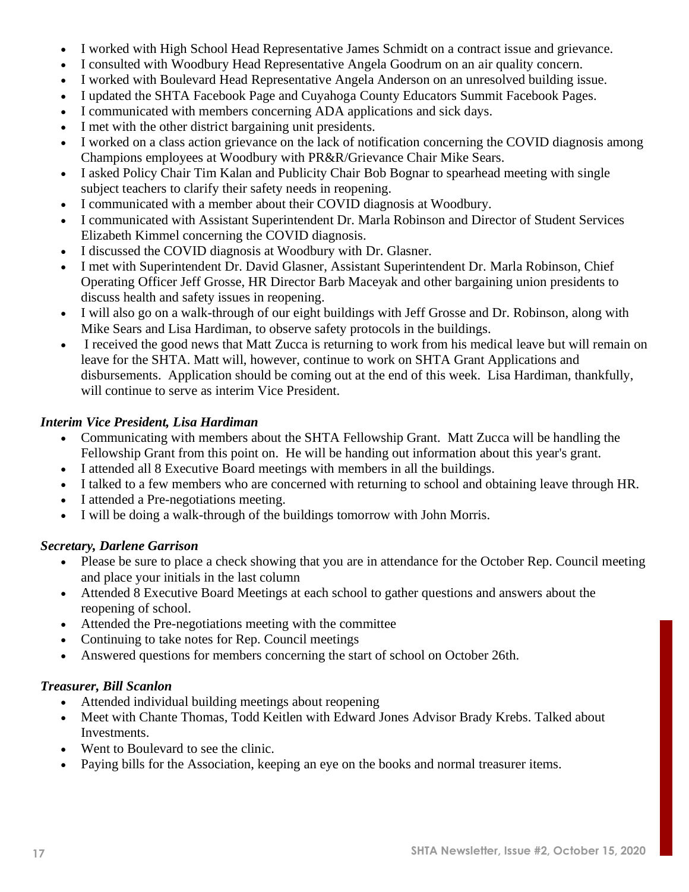- I worked with High School Head Representative James Schmidt on a contract issue and grievance.
- I consulted with Woodbury Head Representative Angela Goodrum on an air quality concern.
- I worked with Boulevard Head Representative Angela Anderson on an unresolved building issue.
- I updated the SHTA Facebook Page and Cuyahoga County Educators Summit Facebook Pages.
- I communicated with members concerning ADA applications and sick days.
- I met with the other district bargaining unit presidents.
- I worked on a class action grievance on the lack of notification concerning the COVID diagnosis among Champions employees at Woodbury with PR&R/Grievance Chair Mike Sears.
- I asked Policy Chair Tim Kalan and Publicity Chair Bob Bognar to spearhead meeting with single subject teachers to clarify their safety needs in reopening.
- I communicated with a member about their COVID diagnosis at Woodbury.
- I communicated with Assistant Superintendent Dr. Marla Robinson and Director of Student Services Elizabeth Kimmel concerning the COVID diagnosis.
- I discussed the COVID diagnosis at Woodbury with Dr. Glasner.
- I met with Superintendent Dr. David Glasner, Assistant Superintendent Dr. Marla Robinson, Chief Operating Officer Jeff Grosse, HR Director Barb Maceyak and other bargaining union presidents to discuss health and safety issues in reopening.
- I will also go on a walk-through of our eight buildings with Jeff Grosse and Dr. Robinson, along with Mike Sears and Lisa Hardiman, to observe safety protocols in the buildings.
- I received the good news that Matt Zucca is returning to work from his medical leave but will remain on leave for the SHTA. Matt will, however, continue to work on SHTA Grant Applications and disbursements. Application should be coming out at the end of this week. Lisa Hardiman, thankfully, will continue to serve as interim Vice President.

***Interim Vice President, Lisa Hardiman***

- Communicating with members about the SHTA Fellowship Grant. Matt Zucca will be handling the Fellowship Grant from this point on. He will be handing out information about this year's grant.
- I attended all 8 Executive Board meetings with members in all the buildings.
- I talked to a few members who are concerned with returning to school and obtaining leave through HR.
- I attended a Pre-negotiations meeting.
- I will be doing a walk-through of the buildings tomorrow with John Morris.

***Secretary, Darlene Garrison***

- Please be sure to place a check showing that you are in attendance for the October Rep. Council meeting and place your initials in the last column
- Attended 8 Executive Board Meetings at each school to gather questions and answers about the reopening of school.
- Attended the Pre-negotiations meeting with the committee
- Continuing to take notes for Rep. Council meetings
- Answered questions for members concerning the start of school on October 26th.

***Treasurer, Bill Scanlon***

- Attended individual building meetings about reopening
- Meet with Chante Thomas, Todd Keitlen with Edward Jones Advisor Brady Krebs. Talked about Investments.
- Went to Boulevard to see the clinic.
- Paying bills for the Association, keeping an eye on the books and normal treasurer items.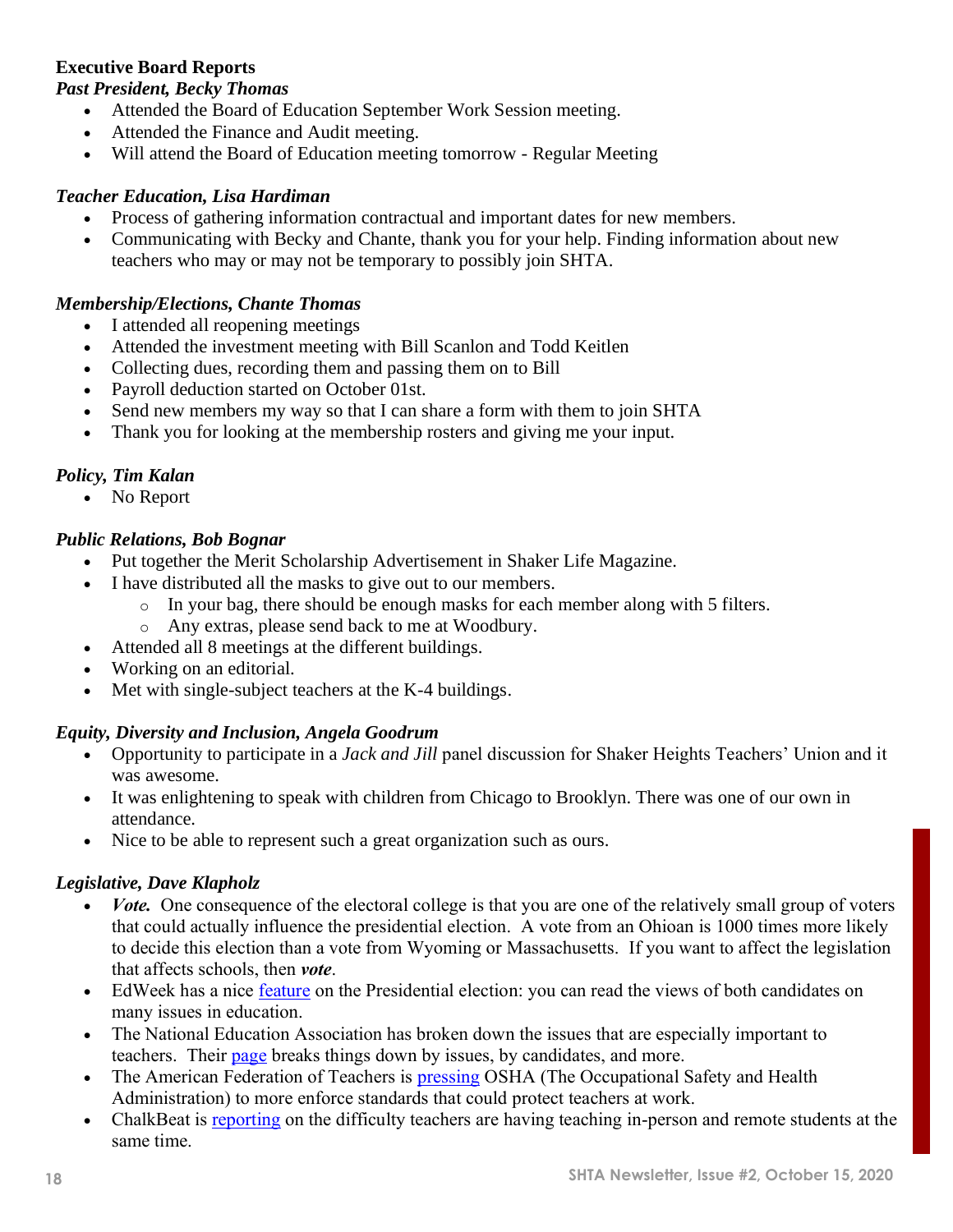**Executive Board Reports**

***Past President, Becky Thomas***

- Attended the Board of Education September Work Session meeting.
- Attended the Finance and Audit meeting.
- Will attend the Board of Education meeting tomorrow - Regular Meeting

***Teacher Education, Lisa Hardiman***

- Process of gathering information contractual and important dates for new members.
- Communicating with Becky and Chante, thank you for your help. Finding information about new teachers who may or may not be temporary to possibly join SHTA.

***Membership/Elections, Chante Thomas***

- I attended all reopening meetings
- Attended the investment meeting with Bill Scanlon and Todd Keitlen
- Collecting dues, recording them and passing them on to Bill
- Payroll deduction started on October 01st.
- Send new members my way so that I can share a form with them to join SHTA
- Thank you for looking at the membership rosters and giving me your input.

***Policy, Tim Kalan***

- No Report

***Public Relations, Bob Bognar***

- Put together the Merit Scholarship Advertisement in Shaker Life Magazine.
- I have distributed all the masks to give out to our members.
  - In your bag, there should be enough masks for each member along with 5 filters.
  - Any extras, please send back to me at Woodbury.
- Attended all 8 meetings at the different buildings.
- Working on an editorial.
- Met with single-subject teachers at the K-4 buildings.

***Equity, Diversity and Inclusion, Angela Goodrum***

- Opportunity to participate in a *Jack and Jill* panel discussion for Shaker Heights Teachers' Union and it was awesome.
- It was enlightening to speak with children from Chicago to Brooklyn. There was one of our own in attendance.
- Nice to be able to represent such a great organization such as ours.

***Legislative, Dave Klapholz***

- ***Vote.*** One consequence of the electoral college is that you are one of the relatively small group of voters that could actually influence the presidential election. A vote from an Ohioan is 1000 times more likely to decide this election than a vote from Wyoming or Massachusetts. If you want to affect the legislation that affects schools, then ***vote***.
- EdWeek has a nice feature on the Presidential election: you can read the views of both candidates on many issues in education.
- The National Education Association has broken down the issues that are especially important to teachers. Their page breaks things down by issues, by candidates, and more.
- The American Federation of Teachers is pressing OSHA (The Occupational Safety and Health Administration) to more enforce standards that could protect teachers at work.
- ChalkBeat is reporting on the difficulty teachers are having teaching in-person and remote students at the same time.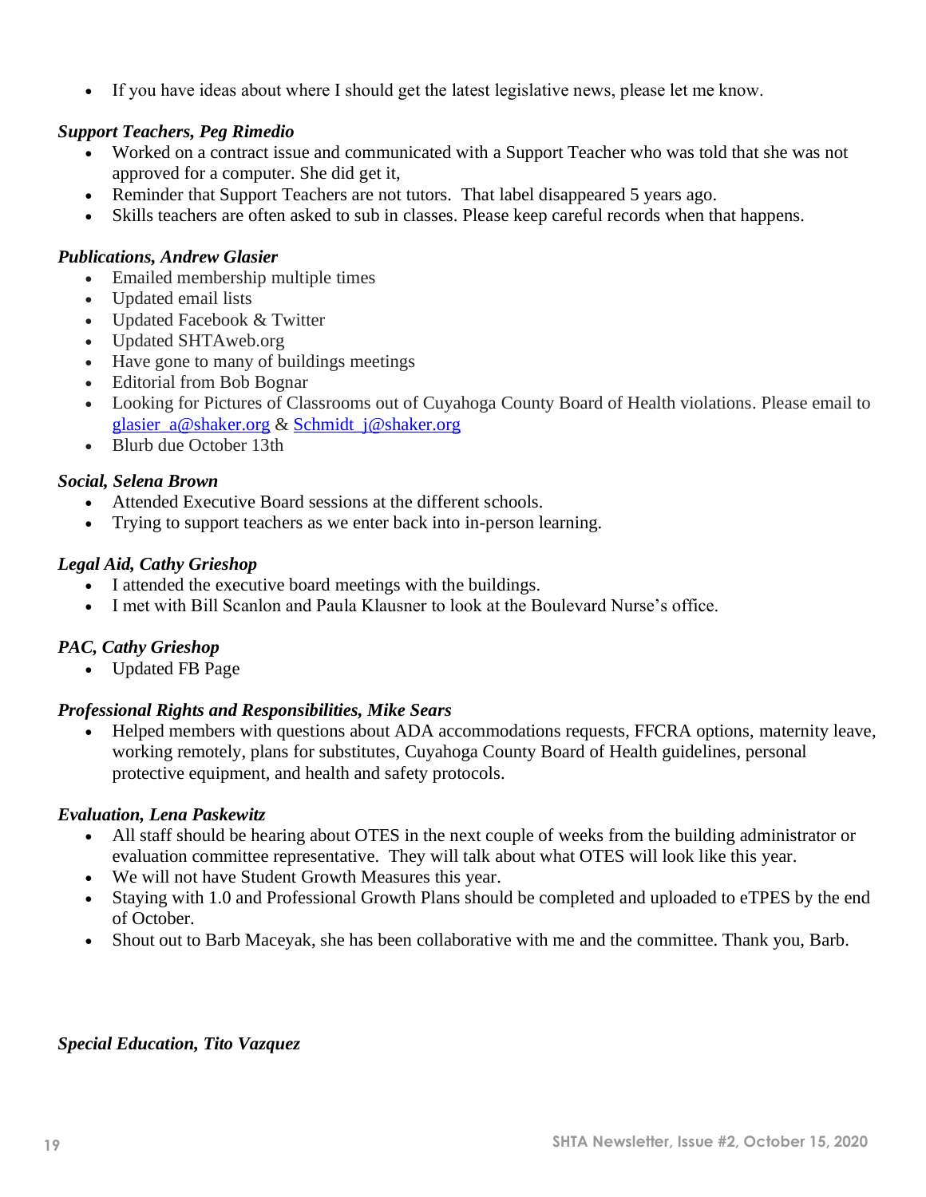- If you have ideas about where I should get the latest legislative news, please let me know.

***Support Teachers, Peg Rimedio***

- Worked on a contract issue and communicated with a Support Teacher who was told that she was not approved for a computer. She did get it,
- Reminder that Support Teachers are not tutors. That label disappeared 5 years ago.
- Skills teachers are often asked to sub in classes. Please keep careful records when that happens.

***Publications, Andrew Glasier***

- Emailed membership multiple times
- Updated email lists
- Updated Facebook & Twitter
- Updated SHTAweb.org
- Have gone to many of buildings meetings
- Editorial from Bob Bognar
- Looking for Pictures of Classrooms out of Cuyahoga County Board of Health violations. Please email to glasier_a@shaker.org & Schmidt_j@shaker.org
- Blurb due October 13th

***Social, Selena Brown***

- Attended Executive Board sessions at the different schools.
- Trying to support teachers as we enter back into in-person learning.

***Legal Aid, Cathy Grieshop***

- I attended the executive board meetings with the buildings.
- I met with Bill Scanlon and Paula Klausner to look at the Boulevard Nurse's office.

***PAC, Cathy Grieshop***

- Updated FB Page

***Professional Rights and Responsibilities, Mike Sears***

- Helped members with questions about ADA accommodations requests, FFCRA options, maternity leave, working remotely, plans for substitutes, Cuyahoga County Board of Health guidelines, personal protective equipment, and health and safety protocols.

***Evaluation, Lena Paskewitz***

- All staff should be hearing about OTES in the next couple of weeks from the building administrator or evaluation committee representative. They will talk about what OTES will look like this year.
- We will not have Student Growth Measures this year.
- Staying with 1.0 and Professional Growth Plans should be completed and uploaded to eTPES by the end of October.
- Shout out to Barb Maceyak, she has been collaborative with me and the committee. Thank you, Barb.

***Special Education, Tito Vazquez***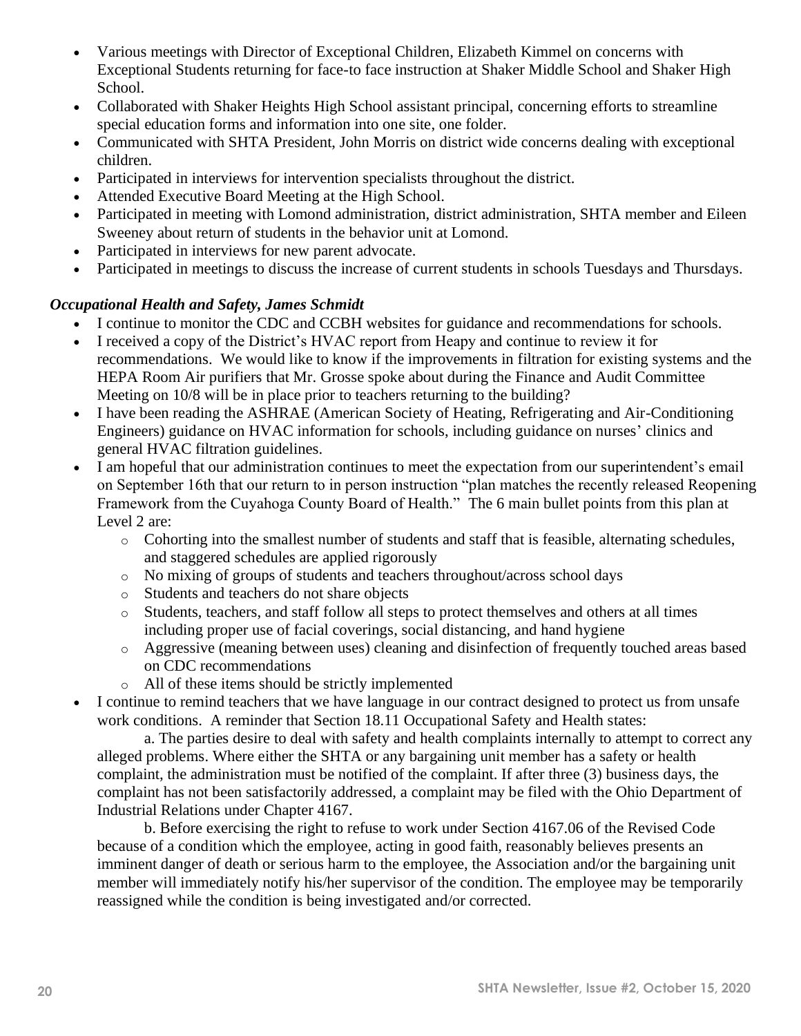- Various meetings with Director of Exceptional Children, Elizabeth Kimmel on concerns with Exceptional Students returning for face-to face instruction at Shaker Middle School and Shaker High School.
- Collaborated with Shaker Heights High School assistant principal, concerning efforts to streamline special education forms and information into one site, one folder.
- Communicated with SHTA President, John Morris on district wide concerns dealing with exceptional children.
- Participated in interviews for intervention specialists throughout the district.
- Attended Executive Board Meeting at the High School.
- Participated in meeting with Lomond administration, district administration, SHTA member and Eileen Sweeney about return of students in the behavior unit at Lomond.
- Participated in interviews for new parent advocate.
- Participated in meetings to discuss the increase of current students in schools Tuesdays and Thursdays.

***Occupational Health and Safety, James Schmidt***

- I continue to monitor the CDC and CCBH websites for guidance and recommendations for schools.
- I received a copy of the District's HVAC report from Heapy and continue to review it for recommendations. We would like to know if the improvements in filtration for existing systems and the HEPA Room Air purifiers that Mr. Grosse spoke about during the Finance and Audit Committee Meeting on 10/8 will be in place prior to teachers returning to the building?
- I have been reading the ASHRAE (American Society of Heating, Refrigerating and Air-Conditioning Engineers) guidance on HVAC information for schools, including guidance on nurses' clinics and general HVAC filtration guidelines.
- I am hopeful that our administration continues to meet the expectation from our superintendent's email on September 16th that our return to in person instruction "plan matches the recently released Reopening Framework from the Cuyahoga County Board of Health." The 6 main bullet points from this plan at Level 2 are:
  - Cohorting into the smallest number of students and staff that is feasible, alternating schedules, and staggered schedules are applied rigorously
  - No mixing of groups of students and teachers throughout/across school days
  - Students and teachers do not share objects
  - Students, teachers, and staff follow all steps to protect themselves and others at all times including proper use of facial coverings, social distancing, and hand hygiene
  - Aggressive (meaning between uses) cleaning and disinfection of frequently touched areas based on CDC recommendations
  - All of these items should be strictly implemented
- I continue to remind teachers that we have language in our contract designed to protect us from unsafe work conditions. A reminder that Section 18.11 Occupational Safety and Health states:

  a. The parties desire to deal with safety and health complaints internally to attempt to correct any alleged problems. Where either the SHTA or any bargaining unit member has a safety or health complaint, the administration must be notified of the complaint. If after three (3) business days, the complaint has not been satisfactorily addressed, a complaint may be filed with the Ohio Department of Industrial Relations under Chapter 4167.

  b. Before exercising the right to refuse to work under Section 4167.06 of the Revised Code because of a condition which the employee, acting in good faith, reasonably believes presents an imminent danger of death or serious harm to the employee, the Association and/or the bargaining unit member will immediately notify his/her supervisor of the condition. The employee may be temporarily reassigned while the condition is being investigated and/or corrected.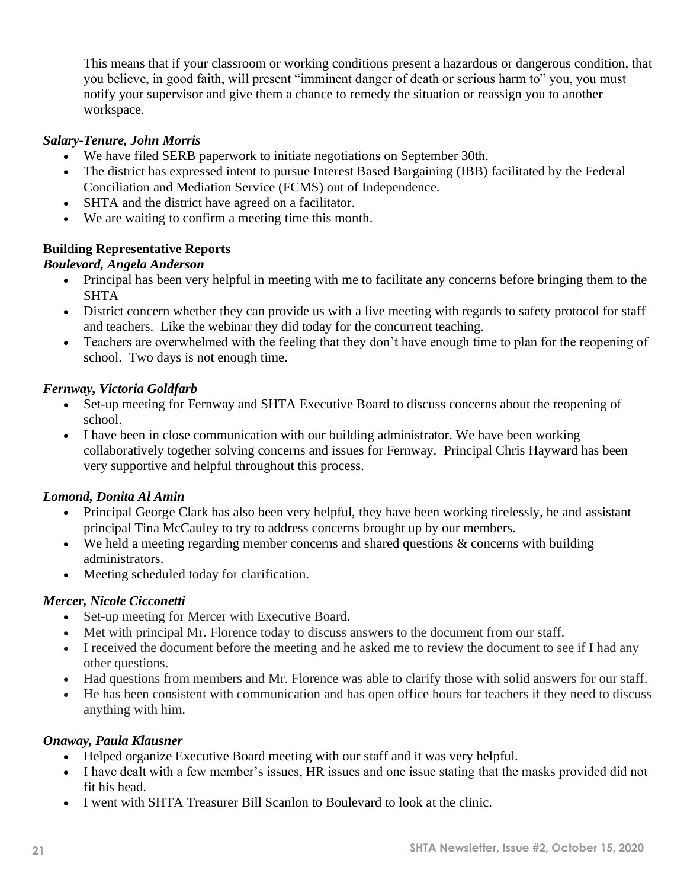This means that if your classroom or working conditions present a hazardous or dangerous condition, that you believe, in good faith, will present "imminent danger of death or serious harm to" you, you must notify your supervisor and give them a chance to remedy the situation or reassign you to another workspace.

***Salary-Tenure, John Morris***

- We have filed SERB paperwork to initiate negotiations on September 30th.
- The district has expressed intent to pursue Interest Based Bargaining (IBB) facilitated by the Federal Conciliation and Mediation Service (FCMS) out of Independence.
- SHTA and the district have agreed on a facilitator.
- We are waiting to confirm a meeting time this month.

**Building Representative Reports**

***Boulevard, Angela Anderson***

- Principal has been very helpful in meeting with me to facilitate any concerns before bringing them to the SHTA
- District concern whether they can provide us with a live meeting with regards to safety protocol for staff and teachers. Like the webinar they did today for the concurrent teaching.
- Teachers are overwhelmed with the feeling that they don't have enough time to plan for the reopening of school. Two days is not enough time.

***Fernway, Victoria Goldfarb***

- Set-up meeting for Fernway and SHTA Executive Board to discuss concerns about the reopening of school.
- I have been in close communication with our building administrator. We have been working collaboratively together solving concerns and issues for Fernway. Principal Chris Hayward has been very supportive and helpful throughout this process.

***Lomond, Donita Al Amin***

- Principal George Clark has also been very helpful, they have been working tirelessly, he and assistant principal Tina McCauley to try to address concerns brought up by our members.
- We held a meeting regarding member concerns and shared questions & concerns with building administrators.
- Meeting scheduled today for clarification.

***Mercer, Nicole Cicconetti***

- Set-up meeting for Mercer with Executive Board.
- Met with principal Mr. Florence today to discuss answers to the document from our staff.
- I received the document before the meeting and he asked me to review the document to see if I had any other questions.
- Had questions from members and Mr. Florence was able to clarify those with solid answers for our staff.
- He has been consistent with communication and has open office hours for teachers if they need to discuss anything with him.

***Onaway, Paula Klausner***

- Helped organize Executive Board meeting with our staff and it was very helpful.
- I have dealt with a few member's issues, HR issues and one issue stating that the masks provided did not fit his head.
- I went with SHTA Treasurer Bill Scanlon to Boulevard to look at the clinic.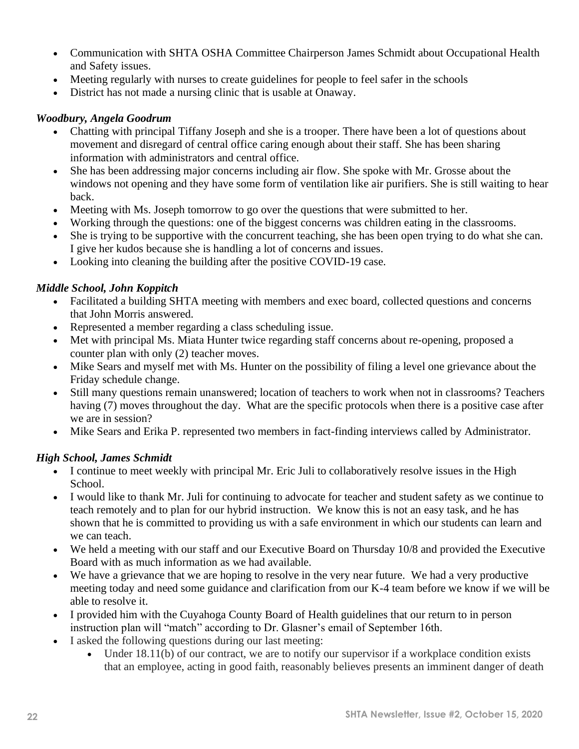- Communication with SHTA OSHA Committee Chairperson James Schmidt about Occupational Health and Safety issues.
- Meeting regularly with nurses to create guidelines for people to feel safer in the schools
- District has not made a nursing clinic that is usable at Onaway.

***Woodbury, Angela Goodrum***

- Chatting with principal Tiffany Joseph and she is a trooper. There have been a lot of questions about movement and disregard of central office caring enough about their staff. She has been sharing information with administrators and central office.
- She has been addressing major concerns including air flow. She spoke with Mr. Grosse about the windows not opening and they have some form of ventilation like air purifiers. She is still waiting to hear back.
- Meeting with Ms. Joseph tomorrow to go over the questions that were submitted to her.
- Working through the questions: one of the biggest concerns was children eating in the classrooms.
- She is trying to be supportive with the concurrent teaching, she has been open trying to do what she can. I give her kudos because she is handling a lot of concerns and issues.
- Looking into cleaning the building after the positive COVID-19 case.

***Middle School, John Koppitch***

- Facilitated a building SHTA meeting with members and exec board, collected questions and concerns that John Morris answered.
- Represented a member regarding a class scheduling issue.
- Met with principal Ms. Miata Hunter twice regarding staff concerns about re-opening, proposed a counter plan with only (2) teacher moves.
- Mike Sears and myself met with Ms. Hunter on the possibility of filing a level one grievance about the Friday schedule change.
- Still many questions remain unanswered; location of teachers to work when not in classrooms? Teachers having (7) moves throughout the day. What are the specific protocols when there is a positive case after we are in session?
- Mike Sears and Erika P. represented two members in fact-finding interviews called by Administrator.

***High School, James Schmidt***

- I continue to meet weekly with principal Mr. Eric Juli to collaboratively resolve issues in the High School.
- I would like to thank Mr. Juli for continuing to advocate for teacher and student safety as we continue to teach remotely and to plan for our hybrid instruction. We know this is not an easy task, and he has shown that he is committed to providing us with a safe environment in which our students can learn and we can teach.
- We held a meeting with our staff and our Executive Board on Thursday 10/8 and provided the Executive Board with as much information as we had available.
- We have a grievance that we are hoping to resolve in the very near future. We had a very productive meeting today and need some guidance and clarification from our K-4 team before we know if we will be able to resolve it.
- I provided him with the Cuyahoga County Board of Health guidelines that our return to in person instruction plan will "match" according to Dr. Glasner's email of September 16th.
- I asked the following questions during our last meeting:
  - Under 18.11(b) of our contract, we are to notify our supervisor if a workplace condition exists that an employee, acting in good faith, reasonably believes presents an imminent danger of death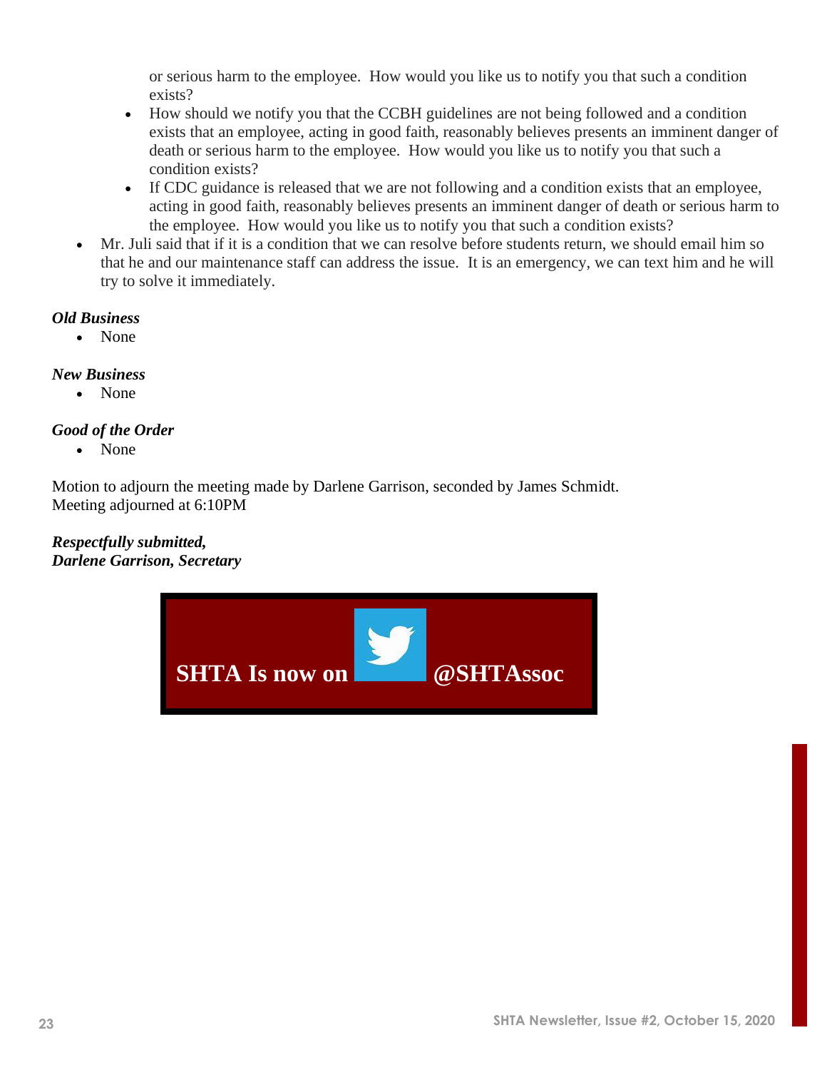or serious harm to the employee. How would you like us to notify you that such a condition exists?

- How should we notify you that the CCBH guidelines are not being followed and a condition exists that an employee, acting in good faith, reasonably believes presents an imminent danger of death or serious harm to the employee. How would you like us to notify you that such a condition exists?
- If CDC guidance is released that we are not following and a condition exists that an employee, acting in good faith, reasonably believes presents an imminent danger of death or serious harm to the employee. How would you like us to notify you that such a condition exists?

- Mr. Juli said that if it is a condition that we can resolve before students return, we should email him so that he and our maintenance staff can address the issue. It is an emergency, we can text him and he will try to solve it immediately.

***Old Business***

- None

***New Business***

- None

***Good of the Order***

- None

Motion to adjourn the meeting made by Darlene Garrison, seconded by James Schmidt.
Meeting adjourned at 6:10PM

***Respectfully submitted,***
***Darlene Garrison, Secretary***

**SHTA Is now on** **@SHTAssoc**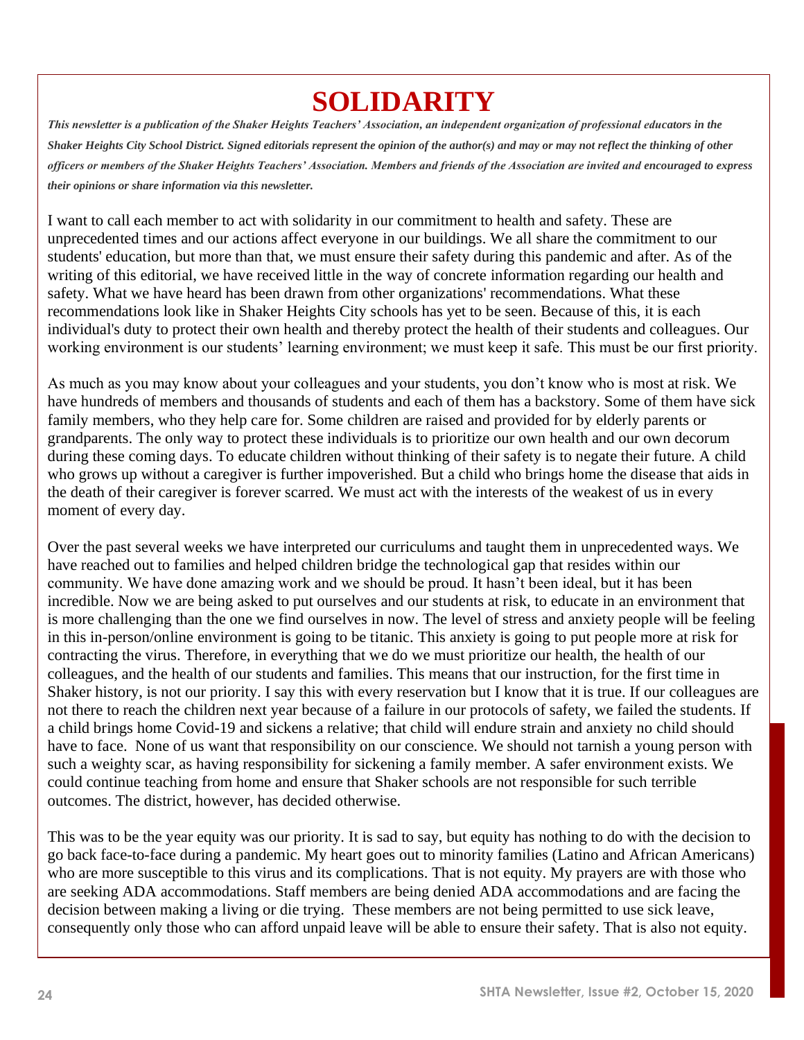# SOLIDARITY

***This newsletter is a publication of the Shaker Heights Teachers' Association, an independent organization of professional educators in the Shaker Heights City School District. Signed editorials represent the opinion of the author(s) and may or may not reflect the thinking of other officers or members of the Shaker Heights Teachers' Association. Members and friends of the Association are invited and encouraged to express their opinions or share information via this newsletter.***

I want to call each member to act with solidarity in our commitment to health and safety. These are unprecedented times and our actions affect everyone in our buildings. We all share the commitment to our students' education, but more than that, we must ensure their safety during this pandemic and after. As of the writing of this editorial, we have received little in the way of concrete information regarding our health and safety. What we have heard has been drawn from other organizations' recommendations. What these recommendations look like in Shaker Heights City schools has yet to be seen. Because of this, it is each individual's duty to protect their own health and thereby protect the health of their students and colleagues. Our working environment is our students' learning environment; we must keep it safe. This must be our first priority.

As much as you may know about your colleagues and your students, you don't know who is most at risk. We have hundreds of members and thousands of students and each of them has a backstory. Some of them have sick family members, who they help care for. Some children are raised and provided for by elderly parents or grandparents. The only way to protect these individuals is to prioritize our own health and our own decorum during these coming days. To educate children without thinking of their safety is to negate their future. A child who grows up without a caregiver is further impoverished. But a child who brings home the disease that aids in the death of their caregiver is forever scarred. We must act with the interests of the weakest of us in every moment of every day.

Over the past several weeks we have interpreted our curriculums and taught them in unprecedented ways. We have reached out to families and helped children bridge the technological gap that resides within our community. We have done amazing work and we should be proud. It hasn't been ideal, but it has been incredible. Now we are being asked to put ourselves and our students at risk, to educate in an environment that is more challenging than the one we find ourselves in now. The level of stress and anxiety people will be feeling in this in-person/online environment is going to be titanic. This anxiety is going to put people more at risk for contracting the virus. Therefore, in everything that we do we must prioritize our health, the health of our colleagues, and the health of our students and families. This means that our instruction, for the first time in Shaker history, is not our priority. I say this with every reservation but I know that it is true. If our colleagues are not there to reach the children next year because of a failure in our protocols of safety, we failed the students. If a child brings home Covid-19 and sickens a relative; that child will endure strain and anxiety no child should have to face. None of us want that responsibility on our conscience. We should not tarnish a young person with such a weighty scar, as having responsibility for sickening a family member. A safer environment exists. We could continue teaching from home and ensure that Shaker schools are not responsible for such terrible outcomes. The district, however, has decided otherwise.

This was to be the year equity was our priority. It is sad to say, but equity has nothing to do with the decision to go back face-to-face during a pandemic. My heart goes out to minority families (Latino and African Americans) who are more susceptible to this virus and its complications. That is not equity. My prayers are with those who are seeking ADA accommodations. Staff members are being denied ADA accommodations and are facing the decision between making a living or die trying. These members are not being permitted to use sick leave, consequently only those who can afford unpaid leave will be able to ensure their safety. That is also not equity.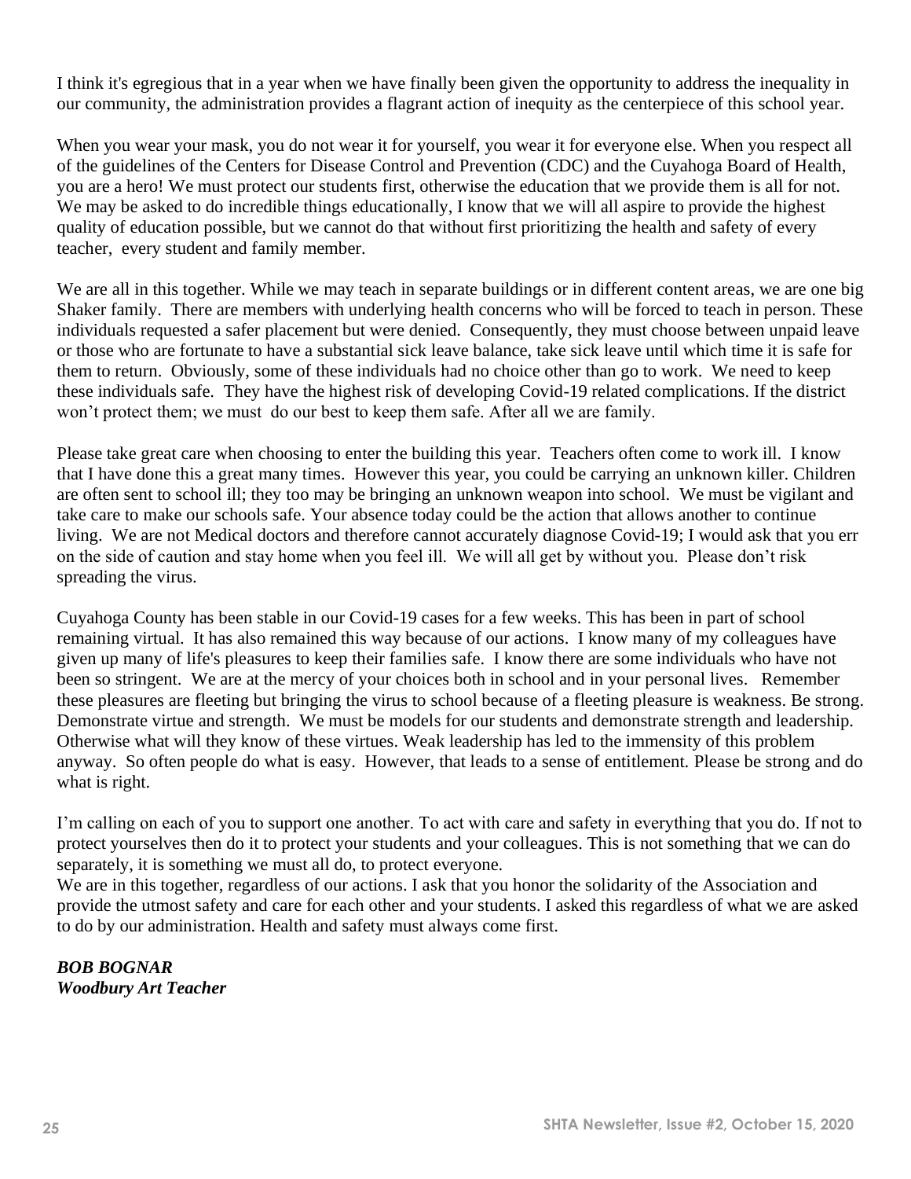I think it's egregious that in a year when we have finally been given the opportunity to address the inequality in our community, the administration provides a flagrant action of inequity as the centerpiece of this school year.

When you wear your mask, you do not wear it for yourself, you wear it for everyone else. When you respect all of the guidelines of the Centers for Disease Control and Prevention (CDC) and the Cuyahoga Board of Health, you are a hero! We must protect our students first, otherwise the education that we provide them is all for not. We may be asked to do incredible things educationally, I know that we will all aspire to provide the highest quality of education possible, but we cannot do that without first prioritizing the health and safety of every teacher, every student and family member.

We are all in this together. While we may teach in separate buildings or in different content areas, we are one big Shaker family. There are members with underlying health concerns who will be forced to teach in person. These individuals requested a safer placement but were denied. Consequently, they must choose between unpaid leave or those who are fortunate to have a substantial sick leave balance, take sick leave until which time it is safe for them to return. Obviously, some of these individuals had no choice other than go to work. We need to keep these individuals safe. They have the highest risk of developing Covid-19 related complications. If the district won't protect them; we must do our best to keep them safe. After all we are family.

Please take great care when choosing to enter the building this year. Teachers often come to work ill. I know that I have done this a great many times. However this year, you could be carrying an unknown killer. Children are often sent to school ill; they too may be bringing an unknown weapon into school. We must be vigilant and take care to make our schools safe. Your absence today could be the action that allows another to continue living. We are not Medical doctors and therefore cannot accurately diagnose Covid-19; I would ask that you err on the side of caution and stay home when you feel ill. We will all get by without you. Please don't risk spreading the virus.

Cuyahoga County has been stable in our Covid-19 cases for a few weeks. This has been in part of school remaining virtual. It has also remained this way because of our actions. I know many of my colleagues have given up many of life's pleasures to keep their families safe. I know there are some individuals who have not been so stringent. We are at the mercy of your choices both in school and in your personal lives. Remember these pleasures are fleeting but bringing the virus to school because of a fleeting pleasure is weakness. Be strong. Demonstrate virtue and strength. We must be models for our students and demonstrate strength and leadership. Otherwise what will they know of these virtues. Weak leadership has led to the immensity of this problem anyway. So often people do what is easy. However, that leads to a sense of entitlement. Please be strong and do what is right.

I'm calling on each of you to support one another. To act with care and safety in everything that you do. If not to protect yourselves then do it to protect your students and your colleagues. This is not something that we can do separately, it is something we must all do, to protect everyone.

We are in this together, regardless of our actions. I ask that you honor the solidarity of the Association and provide the utmost safety and care for each other and your students. I asked this regardless of what we are asked to do by our administration. Health and safety must always come first.

***BOB BOGNAR***
***Woodbury Art Teacher***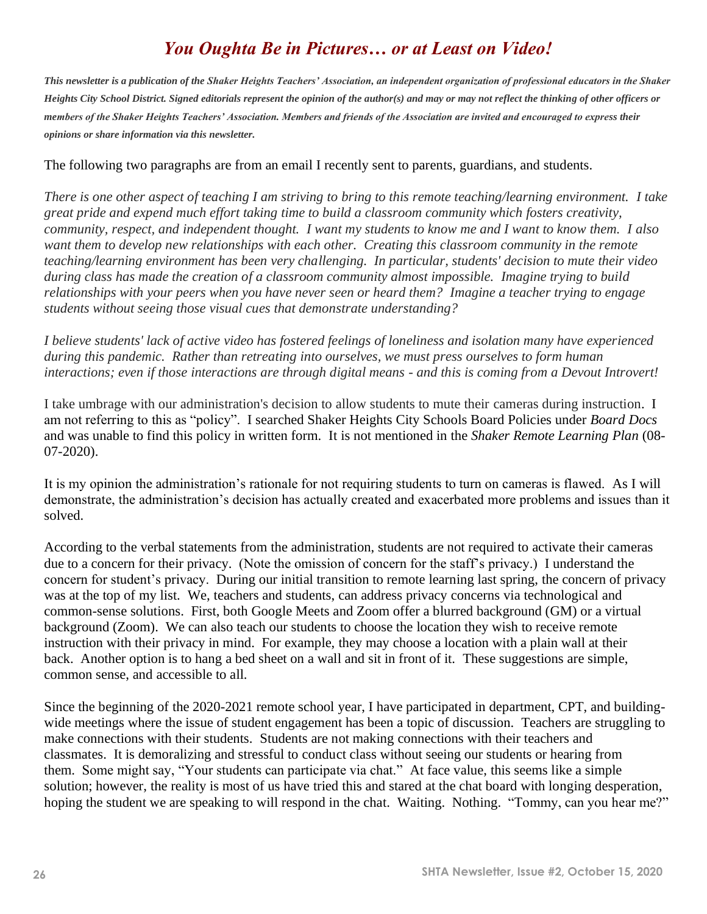# *You Oughta Be in Pictures… or at Least on Video!*

***This newsletter is a publication of the Shaker Heights Teachers' Association, an independent organization of professional educators in the Shaker Heights City School District. Signed editorials represent the opinion of the author(s) and may or may not reflect the thinking of other officers or members of the Shaker Heights Teachers' Association. Members and friends of the Association are invited and encouraged to express their opinions or share information via this newsletter.***

The following two paragraphs are from an email I recently sent to parents, guardians, and students.

*There is one other aspect of teaching I am striving to bring to this remote teaching/learning environment. I take great pride and expend much effort taking time to build a classroom community which fosters creativity, community, respect, and independent thought. I want my students to know me and I want to know them. I also want them to develop new relationships with each other. Creating this classroom community in the remote teaching/learning environment has been very challenging. In particular, students' decision to mute their video during class has made the creation of a classroom community almost impossible. Imagine trying to build relationships with your peers when you have never seen or heard them? Imagine a teacher trying to engage students without seeing those visual cues that demonstrate understanding?*

*I believe students' lack of active video has fostered feelings of loneliness and isolation many have experienced during this pandemic. Rather than retreating into ourselves, we must press ourselves to form human interactions; even if those interactions are through digital means - and this is coming from a Devout Introvert!*

I take umbrage with our administration's decision to allow students to mute their cameras during instruction. I am not referring to this as "policy". I searched Shaker Heights City Schools Board Policies under *Board Docs* and was unable to find this policy in written form. It is not mentioned in the *Shaker Remote Learning Plan* (08-07-2020).

It is my opinion the administration's rationale for not requiring students to turn on cameras is flawed. As I will demonstrate, the administration's decision has actually created and exacerbated more problems and issues than it solved.

According to the verbal statements from the administration, students are not required to activate their cameras due to a concern for their privacy. (Note the omission of concern for the staff's privacy.) I understand the concern for student's privacy. During our initial transition to remote learning last spring, the concern of privacy was at the top of my list. We, teachers and students, can address privacy concerns via technological and common-sense solutions. First, both Google Meets and Zoom offer a blurred background (GM) or a virtual background (Zoom). We can also teach our students to choose the location they wish to receive remote instruction with their privacy in mind. For example, they may choose a location with a plain wall at their back. Another option is to hang a bed sheet on a wall and sit in front of it. These suggestions are simple, common sense, and accessible to all.

Since the beginning of the 2020-2021 remote school year, I have participated in department, CPT, and building-wide meetings where the issue of student engagement has been a topic of discussion. Teachers are struggling to make connections with their students. Students are not making connections with their teachers and classmates. It is demoralizing and stressful to conduct class without seeing our students or hearing from them. Some might say, "Your students can participate via chat." At face value, this seems like a simple solution; however, the reality is most of us have tried this and stared at the chat board with longing desperation, hoping the student we are speaking to will respond in the chat. Waiting. Nothing. "Tommy, can you hear me?"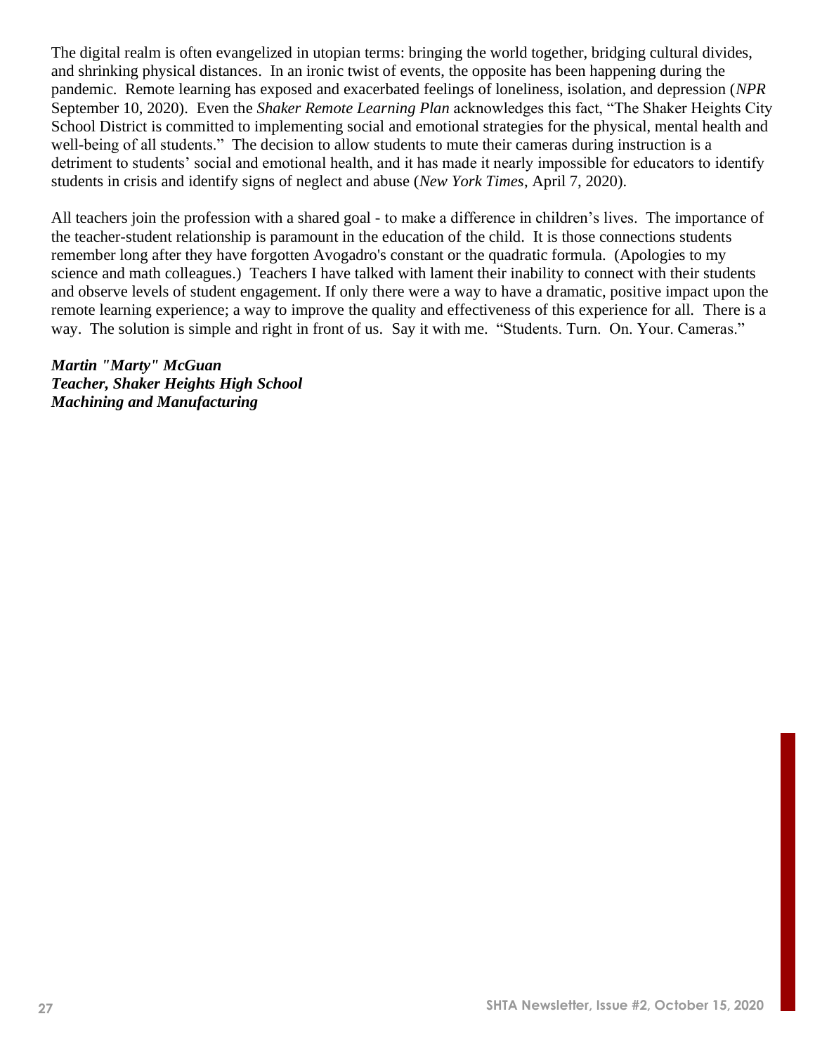The digital realm is often evangelized in utopian terms: bringing the world together, bridging cultural divides, and shrinking physical distances. In an ironic twist of events, the opposite has been happening during the pandemic. Remote learning has exposed and exacerbated feelings of loneliness, isolation, and depression (*NPR* September 10, 2020). Even the *Shaker Remote Learning Plan* acknowledges this fact, "The Shaker Heights City School District is committed to implementing social and emotional strategies for the physical, mental health and well-being of all students." The decision to allow students to mute their cameras during instruction is a detriment to students' social and emotional health, and it has made it nearly impossible for educators to identify students in crisis and identify signs of neglect and abuse (*New York Times*, April 7, 2020).

All teachers join the profession with a shared goal - to make a difference in children's lives. The importance of the teacher-student relationship is paramount in the education of the child. It is those connections students remember long after they have forgotten Avogadro's constant or the quadratic formula. (Apologies to my science and math colleagues.) Teachers I have talked with lament their inability to connect with their students and observe levels of student engagement. If only there were a way to have a dramatic, positive impact upon the remote learning experience; a way to improve the quality and effectiveness of this experience for all. There is a way. The solution is simple and right in front of us. Say it with me. "Students. Turn. On. Your. Cameras."

***Martin "Marty" McGuan***
***Teacher, Shaker Heights High School***
***Machining and Manufacturing***